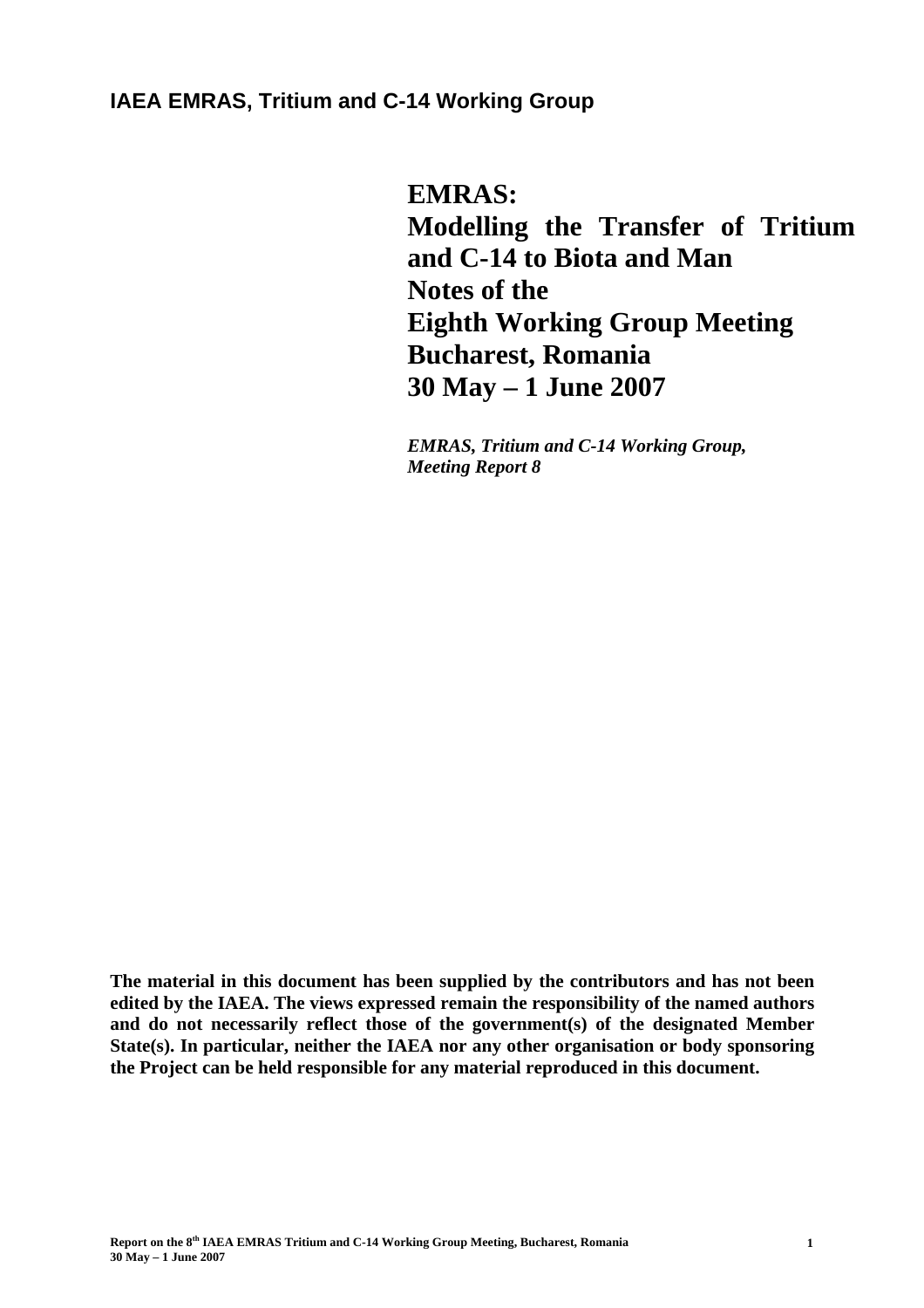**IAEA EMRAS, Tritium and C-14 Working Group**

# EMRAS:
# Modelling the Transfer of Tritium and C-14 to Biota and Man
# Notes of the Eighth Working Group Meeting
# Bucharest, Romania
# 30 May – 1 June 2007

***EMRAS, Tritium and C-14 Working Group, Meeting Report 8***

**The material in this document has been supplied by the contributors and has not been edited by the IAEA. The views expressed remain the responsibility of the named authors and do not necessarily reflect those of the government(s) of the designated Member State(s). In particular, neither the IAEA nor any other organisation or body sponsoring the Project can be held responsible for any material reproduced in this document.**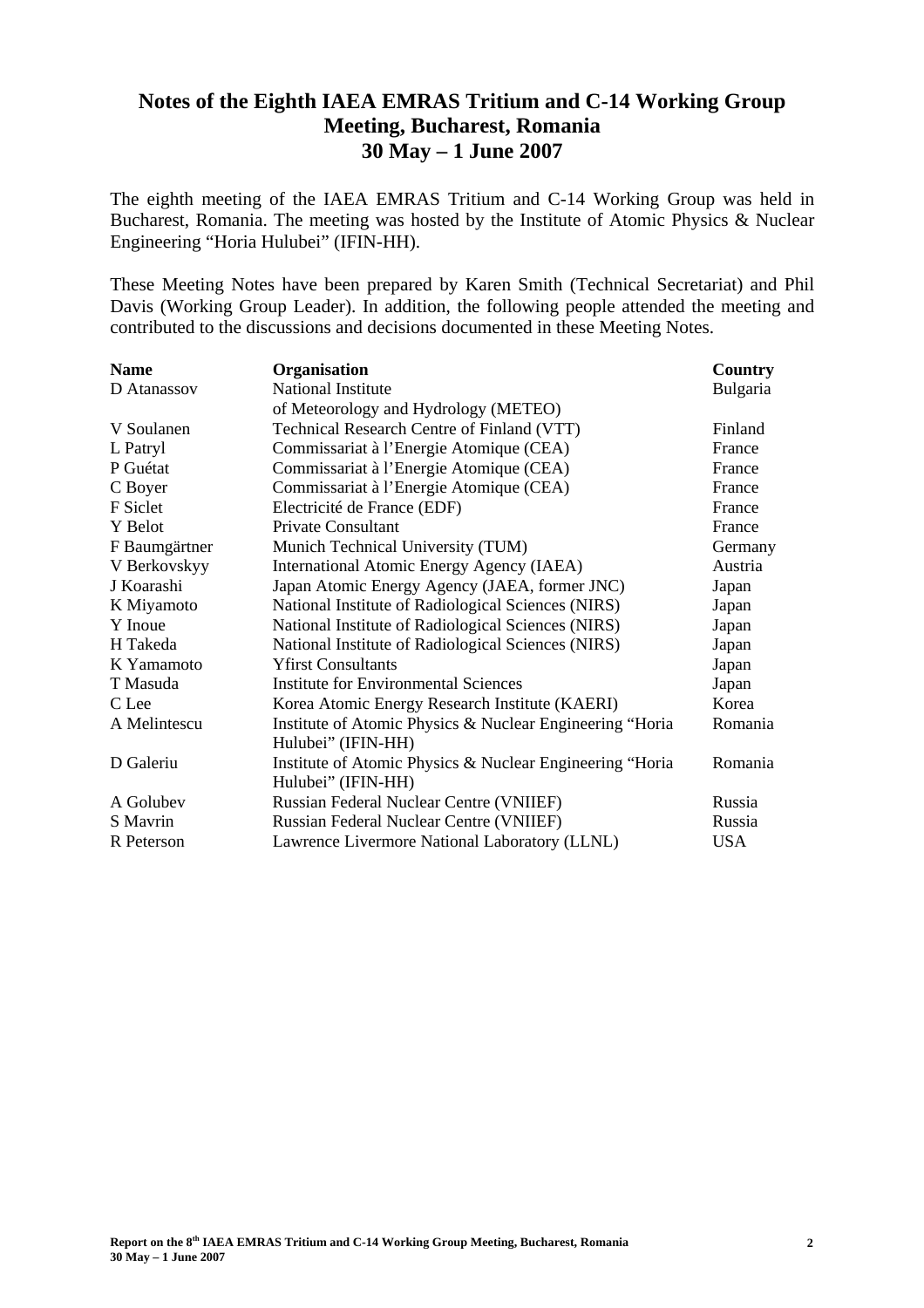# Notes of the Eighth IAEA EMRAS Tritium and C-14 Working Group Meeting, Bucharest, Romania 30 May – 1 June 2007

The eighth meeting of the IAEA EMRAS Tritium and C-14 Working Group was held in Bucharest, Romania. The meeting was hosted by the Institute of Atomic Physics & Nuclear Engineering "Horia Hulubei" (IFIN-HH).

These Meeting Notes have been prepared by Karen Smith (Technical Secretariat) and Phil Davis (Working Group Leader). In addition, the following people attended the meeting and contributed to the discussions and decisions documented in these Meeting Notes.

| Name | Organisation | Country |
|---|---|---|
| D Atanassov | National Institute of Meteorology and Hydrology (METEO) | Bulgaria |
| V Soulanen | Technical Research Centre of Finland (VTT) | Finland |
| L Patryl | Commissariat à l'Energie Atomique (CEA) | France |
| P Guétat | Commissariat à l'Energie Atomique (CEA) | France |
| C Boyer | Commissariat à l'Energie Atomique (CEA) | France |
| F Siclet | Electricité de France (EDF) | France |
| Y Belot | Private Consultant | France |
| F Baumgärtner | Munich Technical University (TUM) | Germany |
| V Berkovskyy | International Atomic Energy Agency (IAEA) | Austria |
| J Koarashi | Japan Atomic Energy Agency (JAEA, former JNC) | Japan |
| K Miyamoto | National Institute of Radiological Sciences (NIRS) | Japan |
| Y Inoue | National Institute of Radiological Sciences (NIRS) | Japan |
| H Takeda | National Institute of Radiological Sciences (NIRS) | Japan |
| K Yamamoto | Yfirst Consultants | Japan |
| T Masuda | Institute for Environmental Sciences | Japan |
| C Lee | Korea Atomic Energy Research Institute (KAERI) | Korea |
| A Melintescu | Institute of Atomic Physics & Nuclear Engineering "Horia Hulubei" (IFIN-HH) | Romania |
| D Galeriu | Institute of Atomic Physics & Nuclear Engineering "Horia Hulubei" (IFIN-HH) | Romania |
| A Golubev | Russian Federal Nuclear Centre (VNIIEF) | Russia |
| S Mavrin | Russian Federal Nuclear Centre (VNIIEF) | Russia |
| R Peterson | Lawrence Livermore National Laboratory (LLNL) | USA |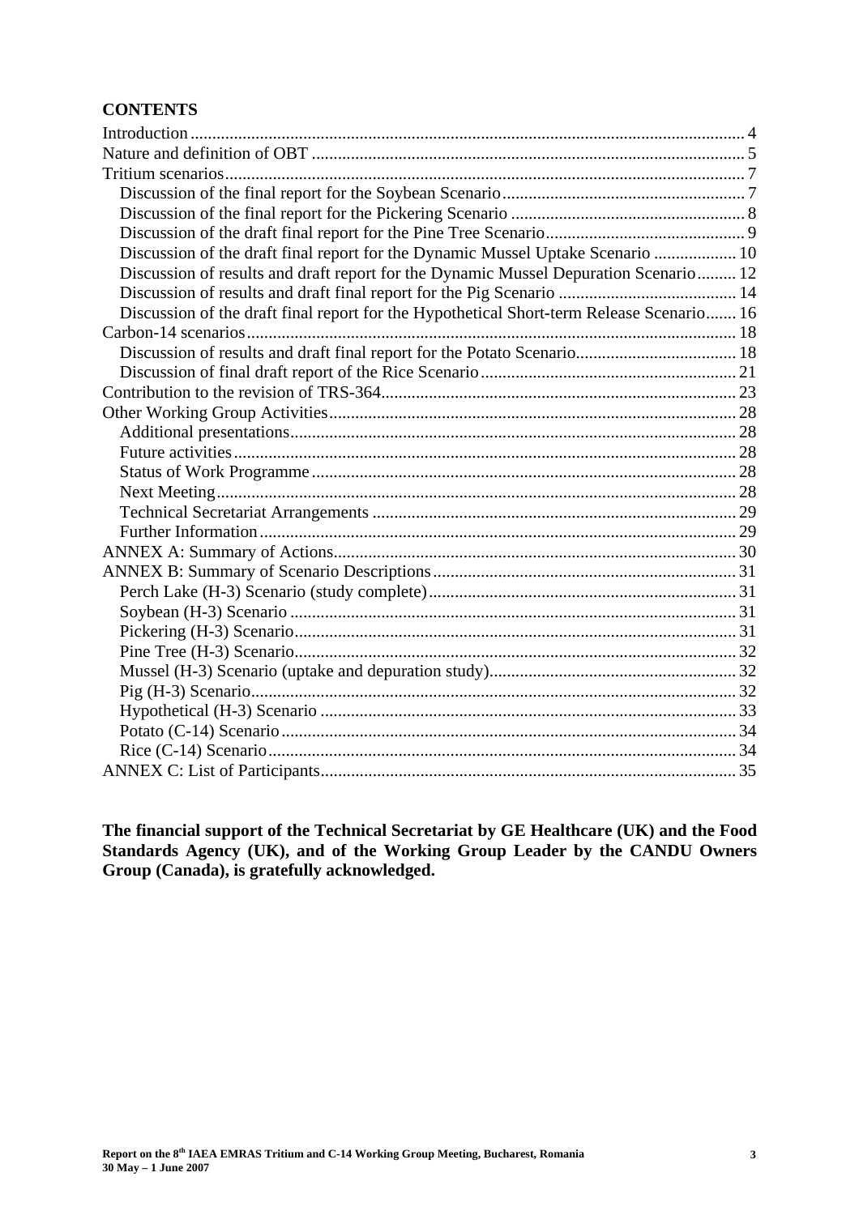## CONTENTS

Introduction ... 4
Nature and definition of OBT ... 5
Tritium scenarios ... 7
- Discussion of the final report for the Soybean Scenario ... 7
- Discussion of the final report for the Pickering Scenario ... 8
- Discussion of the draft final report for the Pine Tree Scenario ... 9
- Discussion of the draft final report for the Dynamic Mussel Uptake Scenario ... 10
- Discussion of results and draft report for the Dynamic Mussel Depuration Scenario ... 12
- Discussion of results and draft final report for the Pig Scenario ... 14
- Discussion of the draft final report for the Hypothetical Short-term Release Scenario ... 16

Carbon-14 scenarios ... 18
- Discussion of results and draft final report for the Potato Scenario ... 18
- Discussion of final draft report of the Rice Scenario ... 21

Contribution to the revision of TRS-364 ... 23
Other Working Group Activities ... 28
- Additional presentations ... 28
- Future activities ... 28
- Status of Work Programme ... 28
- Next Meeting ... 28
- Technical Secretariat Arrangements ... 29
- Further Information ... 29

ANNEX A: Summary of Actions ... 30
ANNEX B: Summary of Scenario Descriptions ... 31
- Perch Lake (H-3) Scenario (study complete) ... 31
- Soybean (H-3) Scenario ... 31
- Pickering (H-3) Scenario ... 31
- Pine Tree (H-3) Scenario ... 32
- Mussel (H-3) Scenario (uptake and depuration study) ... 32
- Pig (H-3) Scenario ... 32
- Hypothetical (H-3) Scenario ... 33
- Potato (C-14) Scenario ... 34
- Rice (C-14) Scenario ... 34

ANNEX C: List of Participants ... 35

**The financial support of the Technical Secretariat by GE Healthcare (UK) and the Food Standards Agency (UK), and of the Working Group Leader by the CANDU Owners Group (Canada), is gratefully acknowledged.**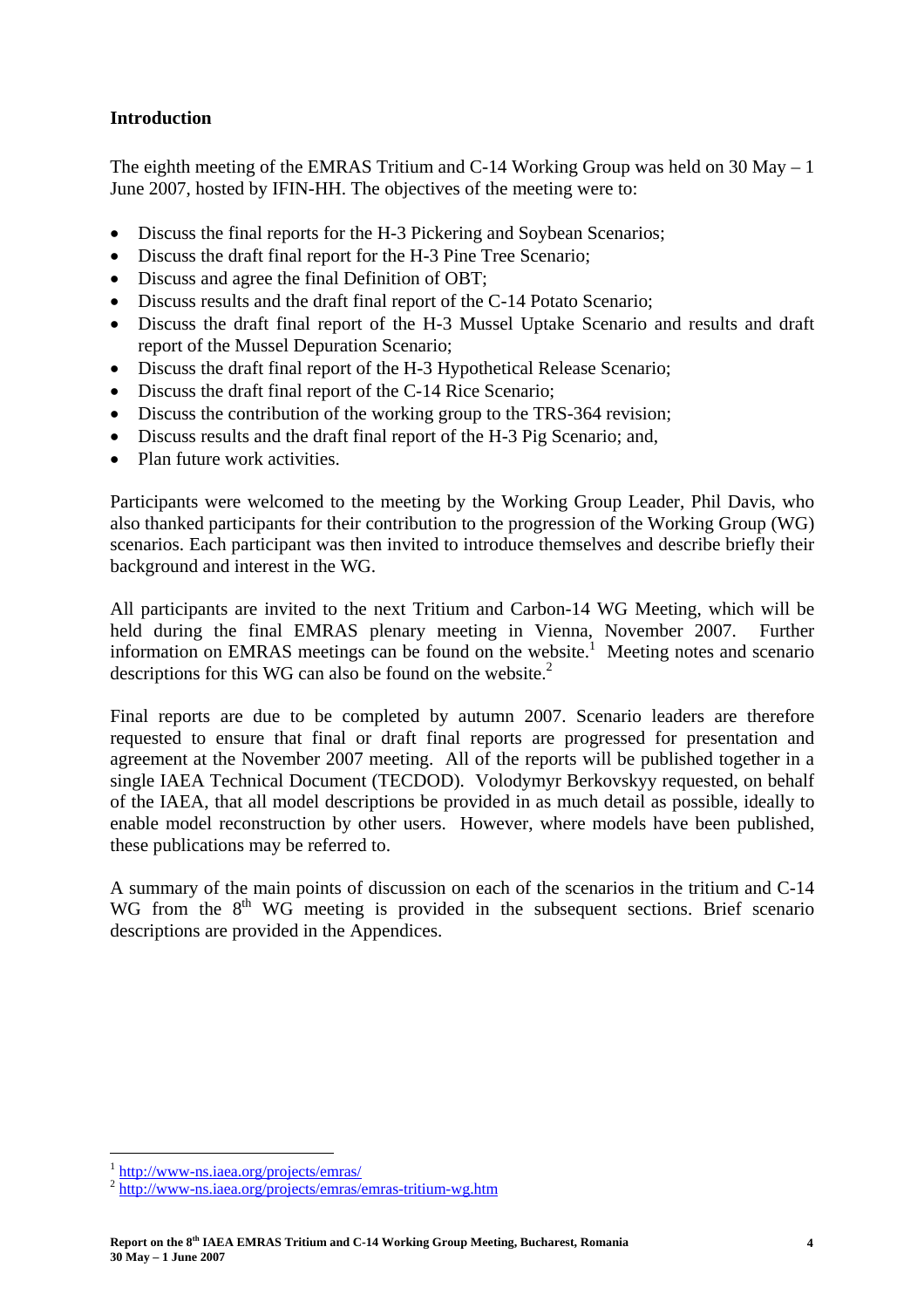## Introduction

The eighth meeting of the EMRAS Tritium and C-14 Working Group was held on 30 May – 1 June 2007, hosted by IFIN-HH. The objectives of the meeting were to:

- Discuss the final reports for the H-3 Pickering and Soybean Scenarios;
- Discuss the draft final report for the H-3 Pine Tree Scenario;
- Discuss and agree the final Definition of OBT;
- Discuss results and the draft final report of the C-14 Potato Scenario;
- Discuss the draft final report of the H-3 Mussel Uptake Scenario and results and draft report of the Mussel Depuration Scenario;
- Discuss the draft final report of the H-3 Hypothetical Release Scenario;
- Discuss the draft final report of the C-14 Rice Scenario;
- Discuss the contribution of the working group to the TRS-364 revision;
- Discuss results and the draft final report of the H-3 Pig Scenario; and,
- Plan future work activities.

Participants were welcomed to the meeting by the Working Group Leader, Phil Davis, who also thanked participants for their contribution to the progression of the Working Group (WG) scenarios. Each participant was then invited to introduce themselves and describe briefly their background and interest in the WG.

All participants are invited to the next Tritium and Carbon-14 WG Meeting, which will be held during the final EMRAS plenary meeting in Vienna, November 2007. Further information on EMRAS meetings can be found on the website.[1] Meeting notes and scenario descriptions for this WG can also be found on the website.[2]

Final reports are due to be completed by autumn 2007. Scenario leaders are therefore requested to ensure that final or draft final reports are progressed for presentation and agreement at the November 2007 meeting. All of the reports will be published together in a single IAEA Technical Document (TECDOD). Volodymyr Berkovskyy requested, on behalf of the IAEA, that all model descriptions be provided in as much detail as possible, ideally to enable model reconstruction by other users. However, where models have been published, these publications may be referred to.

A summary of the main points of discussion on each of the scenarios in the tritium and C-14 WG from the 8th WG meeting is provided in the subsequent sections. Brief scenario descriptions are provided in the Appendices.

[1] http://www-ns.iaea.org/projects/emras/

[2] http://www-ns.iaea.org/projects/emras/emras-tritium-wg.htm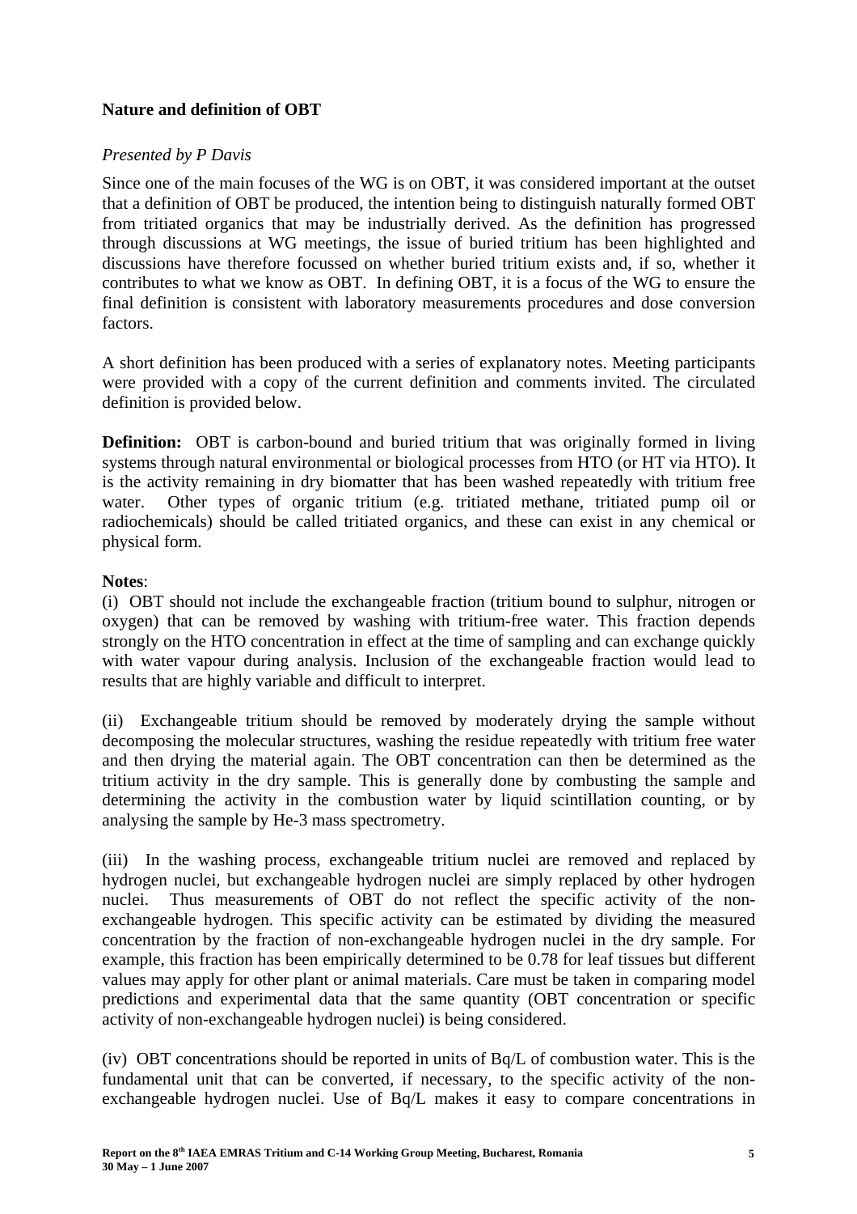**Nature and definition of OBT**

*Presented by P Davis*

Since one of the main focuses of the WG is on OBT, it was considered important at the outset that a definition of OBT be produced, the intention being to distinguish naturally formed OBT from tritiated organics that may be industrially derived. As the definition has progressed through discussions at WG meetings, the issue of buried tritium has been highlighted and discussions have therefore focussed on whether buried tritium exists and, if so, whether it contributes to what we know as OBT. In defining OBT, it is a focus of the WG to ensure the final definition is consistent with laboratory measurements procedures and dose conversion factors.

A short definition has been produced with a series of explanatory notes. Meeting participants were provided with a copy of the current definition and comments invited. The circulated definition is provided below.

**Definition:** OBT is carbon-bound and buried tritium that was originally formed in living systems through natural environmental or biological processes from HTO (or HT via HTO). It is the activity remaining in dry biomatter that has been washed repeatedly with tritium free water. Other types of organic tritium (e.g. tritiated methane, tritiated pump oil or radiochemicals) should be called tritiated organics, and these can exist in any chemical or physical form.

**Notes**:

(i) OBT should not include the exchangeable fraction (tritium bound to sulphur, nitrogen or oxygen) that can be removed by washing with tritium-free water. This fraction depends strongly on the HTO concentration in effect at the time of sampling and can exchange quickly with water vapour during analysis. Inclusion of the exchangeable fraction would lead to results that are highly variable and difficult to interpret.

(ii) Exchangeable tritium should be removed by moderately drying the sample without decomposing the molecular structures, washing the residue repeatedly with tritium free water and then drying the material again. The OBT concentration can then be determined as the tritium activity in the dry sample. This is generally done by combusting the sample and determining the activity in the combustion water by liquid scintillation counting, or by analysing the sample by He-3 mass spectrometry.

(iii) In the washing process, exchangeable tritium nuclei are removed and replaced by hydrogen nuclei, but exchangeable hydrogen nuclei are simply replaced by other hydrogen nuclei. Thus measurements of OBT do not reflect the specific activity of the non-exchangeable hydrogen. This specific activity can be estimated by dividing the measured concentration by the fraction of non-exchangeable hydrogen nuclei in the dry sample. For example, this fraction has been empirically determined to be 0.78 for leaf tissues but different values may apply for other plant or animal materials. Care must be taken in comparing model predictions and experimental data that the same quantity (OBT concentration or specific activity of non-exchangeable hydrogen nuclei) is being considered.

(iv) OBT concentrations should be reported in units of Bq/L of combustion water. This is the fundamental unit that can be converted, if necessary, to the specific activity of the non-exchangeable hydrogen nuclei. Use of Bq/L makes it easy to compare concentrations in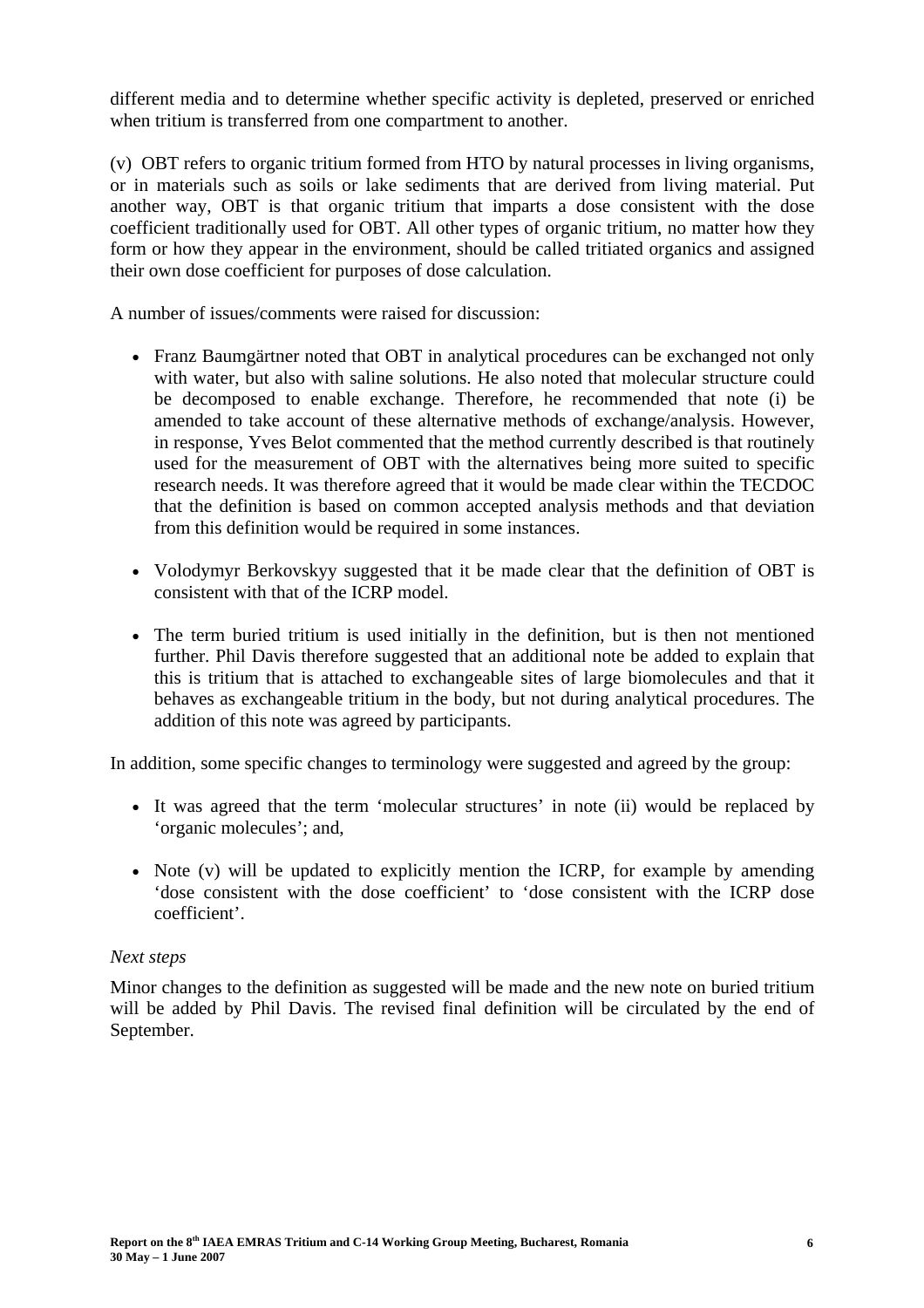different media and to determine whether specific activity is depleted, preserved or enriched when tritium is transferred from one compartment to another.

(v) OBT refers to organic tritium formed from HTO by natural processes in living organisms, or in materials such as soils or lake sediments that are derived from living material. Put another way, OBT is that organic tritium that imparts a dose consistent with the dose coefficient traditionally used for OBT. All other types of organic tritium, no matter how they form or how they appear in the environment, should be called tritiated organics and assigned their own dose coefficient for purposes of dose calculation.

A number of issues/comments were raised for discussion:

- Franz Baumgärtner noted that OBT in analytical procedures can be exchanged not only with water, but also with saline solutions. He also noted that molecular structure could be decomposed to enable exchange. Therefore, he recommended that note (i) be amended to take account of these alternative methods of exchange/analysis. However, in response, Yves Belot commented that the method currently described is that routinely used for the measurement of OBT with the alternatives being more suited to specific research needs. It was therefore agreed that it would be made clear within the TECDOC that the definition is based on common accepted analysis methods and that deviation from this definition would be required in some instances.

- Volodymyr Berkovskyy suggested that it be made clear that the definition of OBT is consistent with that of the ICRP model.

- The term buried tritium is used initially in the definition, but is then not mentioned further. Phil Davis therefore suggested that an additional note be added to explain that this is tritium that is attached to exchangeable sites of large biomolecules and that it behaves as exchangeable tritium in the body, but not during analytical procedures. The addition of this note was agreed by participants.

In addition, some specific changes to terminology were suggested and agreed by the group:

- It was agreed that the term 'molecular structures' in note (ii) would be replaced by 'organic molecules'; and,

- Note (v) will be updated to explicitly mention the ICRP, for example by amending 'dose consistent with the dose coefficient' to 'dose consistent with the ICRP dose coefficient'.

*Next steps*

Minor changes to the definition as suggested will be made and the new note on buried tritium will be added by Phil Davis. The revised final definition will be circulated by the end of September.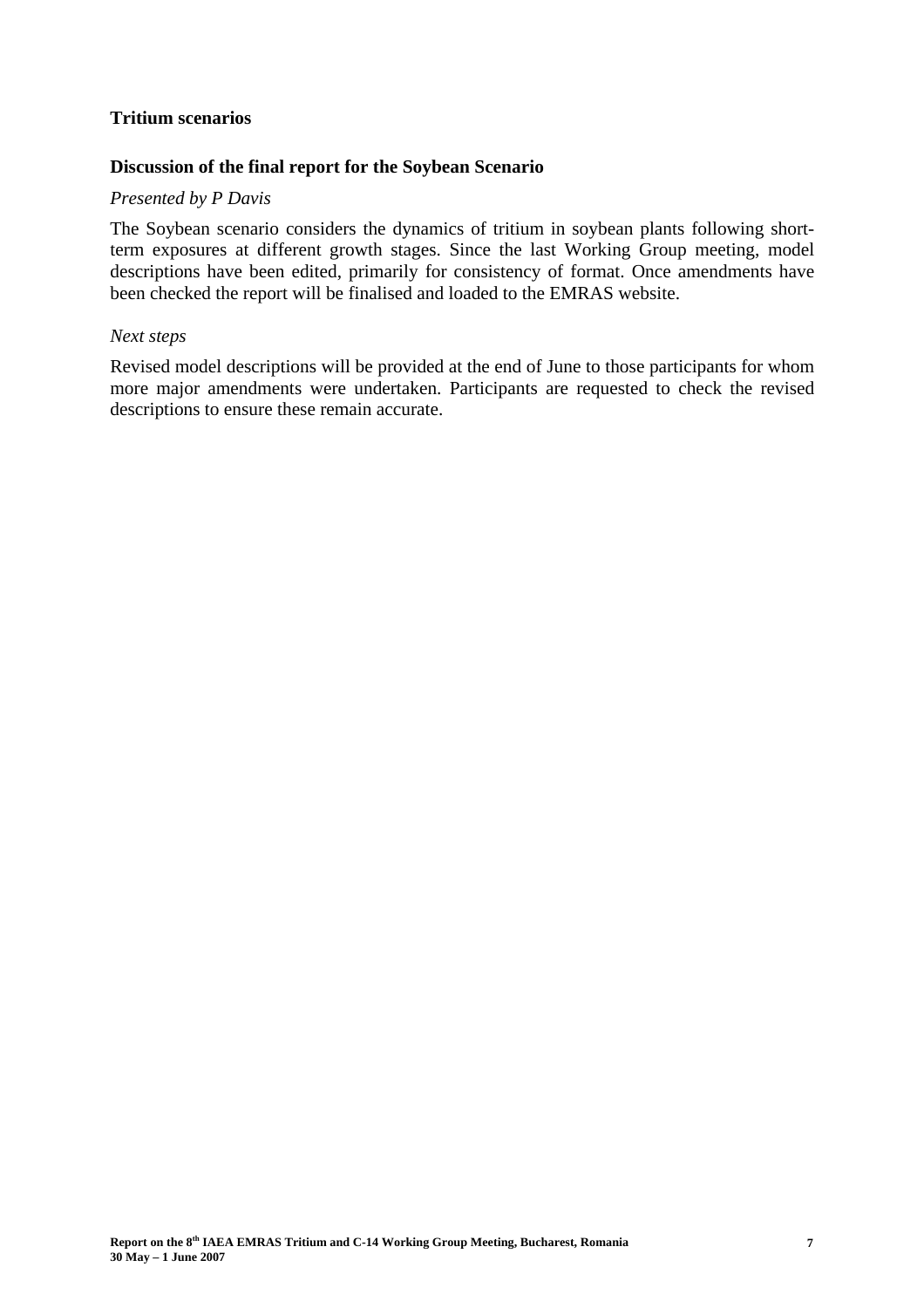**Tritium scenarios**

**Discussion of the final report for the Soybean Scenario**

*Presented by P Davis*

The Soybean scenario considers the dynamics of tritium in soybean plants following short-term exposures at different growth stages. Since the last Working Group meeting, model descriptions have been edited, primarily for consistency of format. Once amendments have been checked the report will be finalised and loaded to the EMRAS website.

*Next steps*

Revised model descriptions will be provided at the end of June to those participants for whom more major amendments were undertaken. Participants are requested to check the revised descriptions to ensure these remain accurate.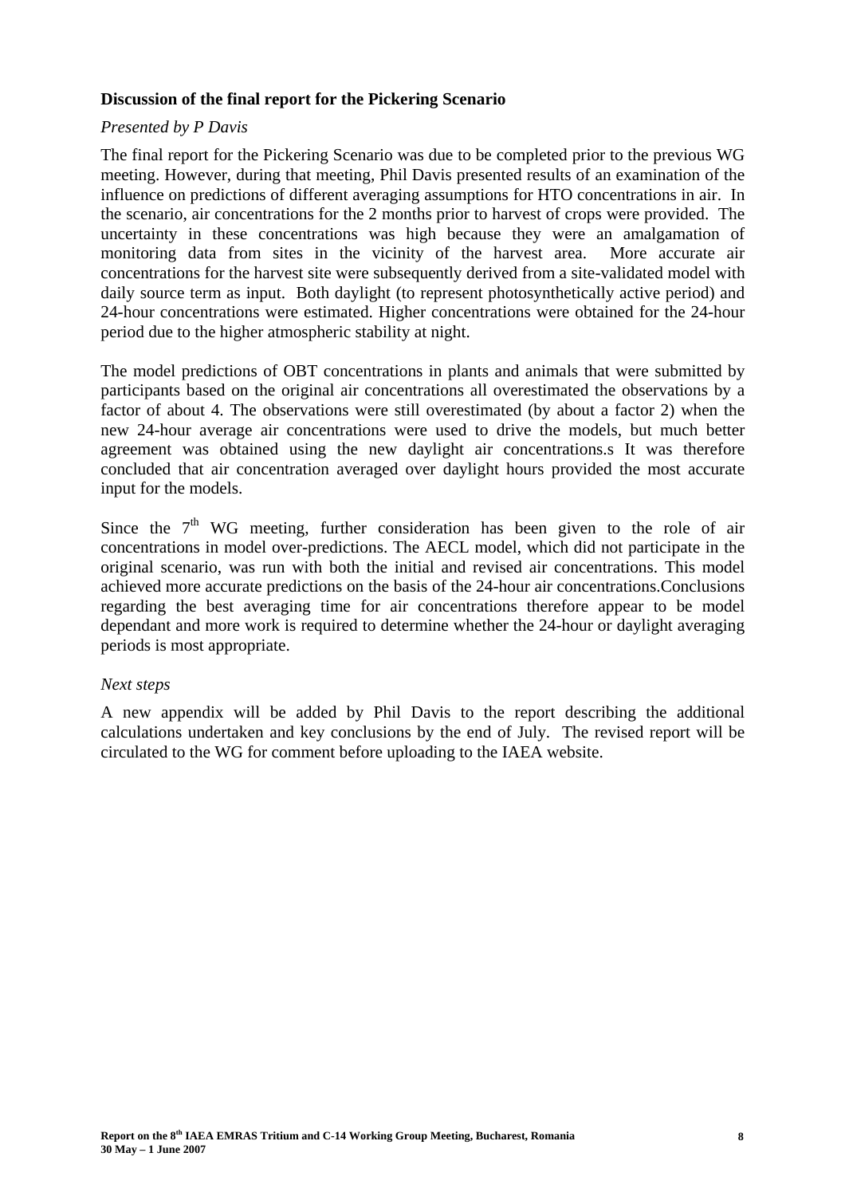**Discussion of the final report for the Pickering Scenario**

*Presented by P Davis*

The final report for the Pickering Scenario was due to be completed prior to the previous WG meeting. However, during that meeting, Phil Davis presented results of an examination of the influence on predictions of different averaging assumptions for HTO concentrations in air. In the scenario, air concentrations for the 2 months prior to harvest of crops were provided. The uncertainty in these concentrations was high because they were an amalgamation of monitoring data from sites in the vicinity of the harvest area. More accurate air concentrations for the harvest site were subsequently derived from a site-validated model with daily source term as input. Both daylight (to represent photosynthetically active period) and 24-hour concentrations were estimated. Higher concentrations were obtained for the 24-hour period due to the higher atmospheric stability at night.

The model predictions of OBT concentrations in plants and animals that were submitted by participants based on the original air concentrations all overestimated the observations by a factor of about 4. The observations were still overestimated (by about a factor 2) when the new 24-hour average air concentrations were used to drive the models, but much better agreement was obtained using the new daylight air concentrations.s It was therefore concluded that air concentration averaged over daylight hours provided the most accurate input for the models.

Since the 7th WG meeting, further consideration has been given to the role of air concentrations in model over-predictions. The AECL model, which did not participate in the original scenario, was run with both the initial and revised air concentrations. This model achieved more accurate predictions on the basis of the 24-hour air concentrations.Conclusions regarding the best averaging time for air concentrations therefore appear to be model dependant and more work is required to determine whether the 24-hour or daylight averaging periods is most appropriate.

*Next steps*

A new appendix will be added by Phil Davis to the report describing the additional calculations undertaken and key conclusions by the end of July. The revised report will be circulated to the WG for comment before uploading to the IAEA website.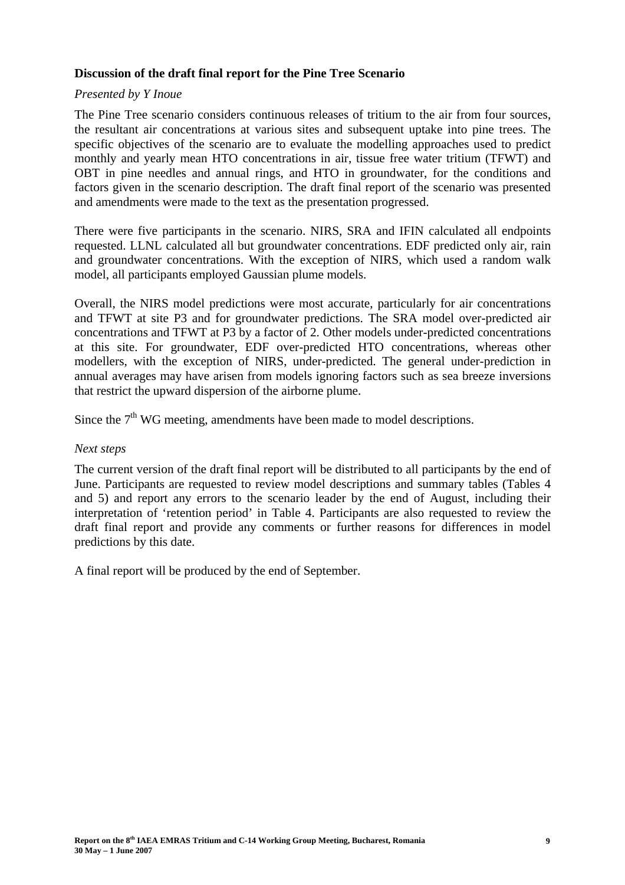**Discussion of the draft final report for the Pine Tree Scenario**

*Presented by Y Inoue*

The Pine Tree scenario considers continuous releases of tritium to the air from four sources, the resultant air concentrations at various sites and subsequent uptake into pine trees. The specific objectives of the scenario are to evaluate the modelling approaches used to predict monthly and yearly mean HTO concentrations in air, tissue free water tritium (TFWT) and OBT in pine needles and annual rings, and HTO in groundwater, for the conditions and factors given in the scenario description. The draft final report of the scenario was presented and amendments were made to the text as the presentation progressed.

There were five participants in the scenario. NIRS, SRA and IFIN calculated all endpoints requested. LLNL calculated all but groundwater concentrations. EDF predicted only air, rain and groundwater concentrations. With the exception of NIRS, which used a random walk model, all participants employed Gaussian plume models.

Overall, the NIRS model predictions were most accurate, particularly for air concentrations and TFWT at site P3 and for groundwater predictions. The SRA model over-predicted air concentrations and TFWT at P3 by a factor of 2. Other models under-predicted concentrations at this site. For groundwater, EDF over-predicted HTO concentrations, whereas other modellers, with the exception of NIRS, under-predicted. The general under-prediction in annual averages may have arisen from models ignoring factors such as sea breeze inversions that restrict the upward dispersion of the airborne plume.

Since the 7$^{th}$ WG meeting, amendments have been made to model descriptions.

*Next steps*

The current version of the draft final report will be distributed to all participants by the end of June. Participants are requested to review model descriptions and summary tables (Tables 4 and 5) and report any errors to the scenario leader by the end of August, including their interpretation of 'retention period' in Table 4. Participants are also requested to review the draft final report and provide any comments or further reasons for differences in model predictions by this date.

A final report will be produced by the end of September.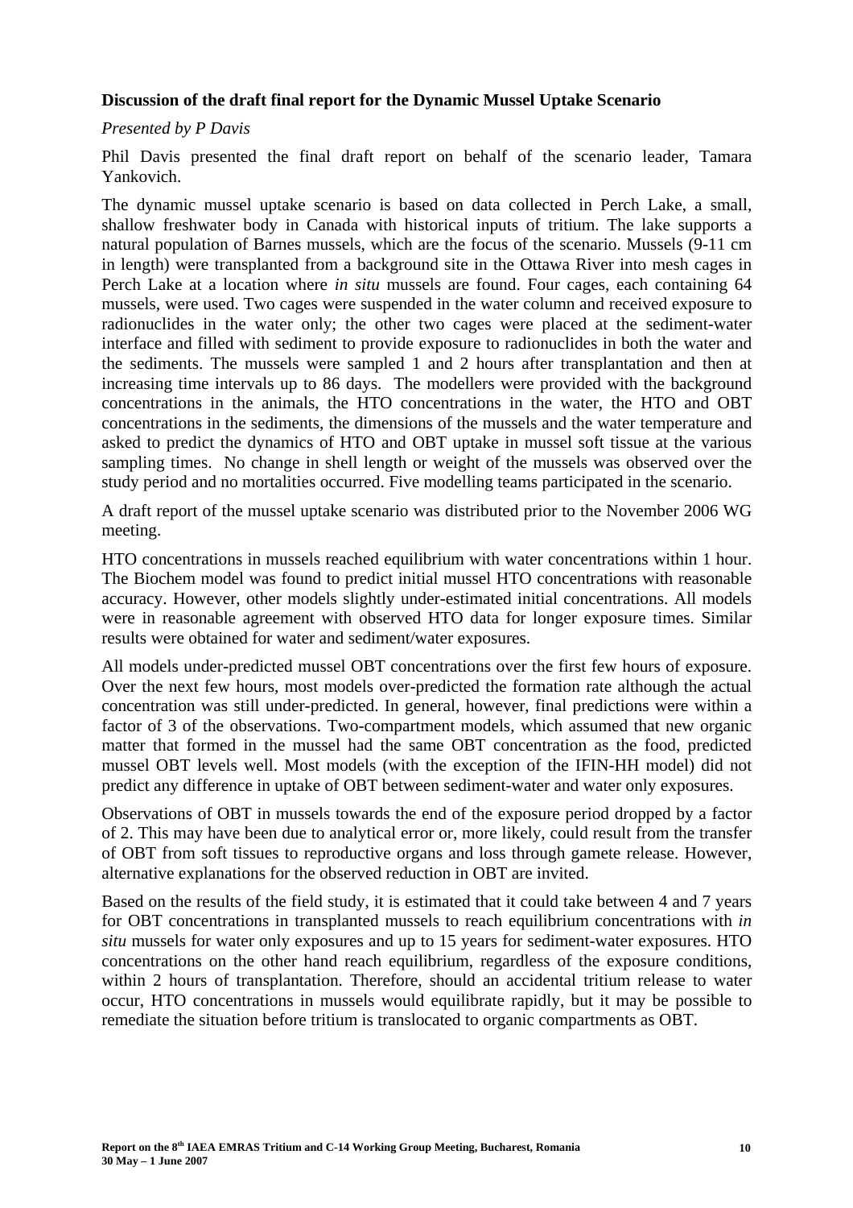**Discussion of the draft final report for the Dynamic Mussel Uptake Scenario**

*Presented by P Davis*

Phil Davis presented the final draft report on behalf of the scenario leader, Tamara Yankovich.

The dynamic mussel uptake scenario is based on data collected in Perch Lake, a small, shallow freshwater body in Canada with historical inputs of tritium. The lake supports a natural population of Barnes mussels, which are the focus of the scenario. Mussels (9-11 cm in length) were transplanted from a background site in the Ottawa River into mesh cages in Perch Lake at a location where *in situ* mussels are found. Four cages, each containing 64 mussels, were used. Two cages were suspended in the water column and received exposure to radionuclides in the water only; the other two cages were placed at the sediment-water interface and filled with sediment to provide exposure to radionuclides in both the water and the sediments. The mussels were sampled 1 and 2 hours after transplantation and then at increasing time intervals up to 86 days. The modellers were provided with the background concentrations in the animals, the HTO concentrations in the water, the HTO and OBT concentrations in the sediments, the dimensions of the mussels and the water temperature and asked to predict the dynamics of HTO and OBT uptake in mussel soft tissue at the various sampling times. No change in shell length or weight of the mussels was observed over the study period and no mortalities occurred. Five modelling teams participated in the scenario.

A draft report of the mussel uptake scenario was distributed prior to the November 2006 WG meeting.

HTO concentrations in mussels reached equilibrium with water concentrations within 1 hour. The Biochem model was found to predict initial mussel HTO concentrations with reasonable accuracy. However, other models slightly under-estimated initial concentrations. All models were in reasonable agreement with observed HTO data for longer exposure times. Similar results were obtained for water and sediment/water exposures.

All models under-predicted mussel OBT concentrations over the first few hours of exposure. Over the next few hours, most models over-predicted the formation rate although the actual concentration was still under-predicted. In general, however, final predictions were within a factor of 3 of the observations. Two-compartment models, which assumed that new organic matter that formed in the mussel had the same OBT concentration as the food, predicted mussel OBT levels well. Most models (with the exception of the IFIN-HH model) did not predict any difference in uptake of OBT between sediment-water and water only exposures.

Observations of OBT in mussels towards the end of the exposure period dropped by a factor of 2. This may have been due to analytical error or, more likely, could result from the transfer of OBT from soft tissues to reproductive organs and loss through gamete release. However, alternative explanations for the observed reduction in OBT are invited.

Based on the results of the field study, it is estimated that it could take between 4 and 7 years for OBT concentrations in transplanted mussels to reach equilibrium concentrations with *in situ* mussels for water only exposures and up to 15 years for sediment-water exposures. HTO concentrations on the other hand reach equilibrium, regardless of the exposure conditions, within 2 hours of transplantation. Therefore, should an accidental tritium release to water occur, HTO concentrations in mussels would equilibrate rapidly, but it may be possible to remediate the situation before tritium is translocated to organic compartments as OBT.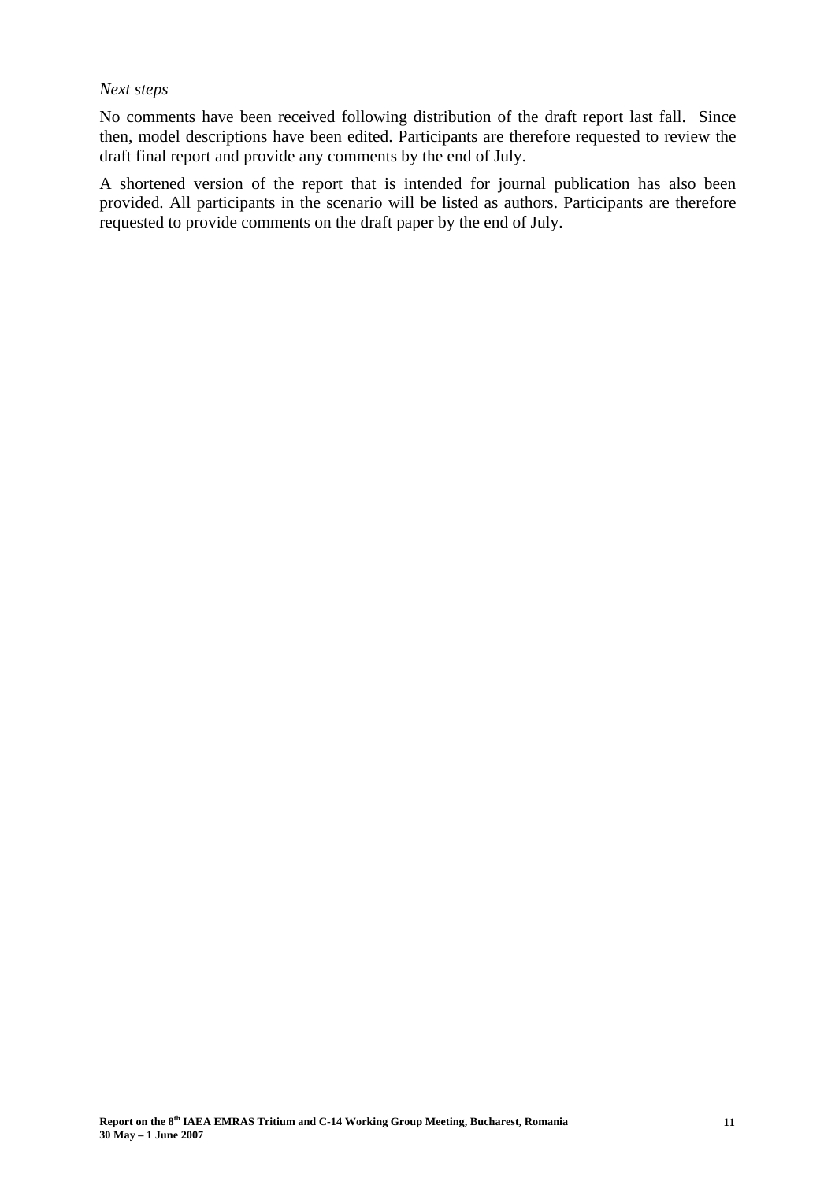*Next steps*

No comments have been received following distribution of the draft report last fall. Since then, model descriptions have been edited. Participants are therefore requested to review the draft final report and provide any comments by the end of July.

A shortened version of the report that is intended for journal publication has also been provided. All participants in the scenario will be listed as authors. Participants are therefore requested to provide comments on the draft paper by the end of July.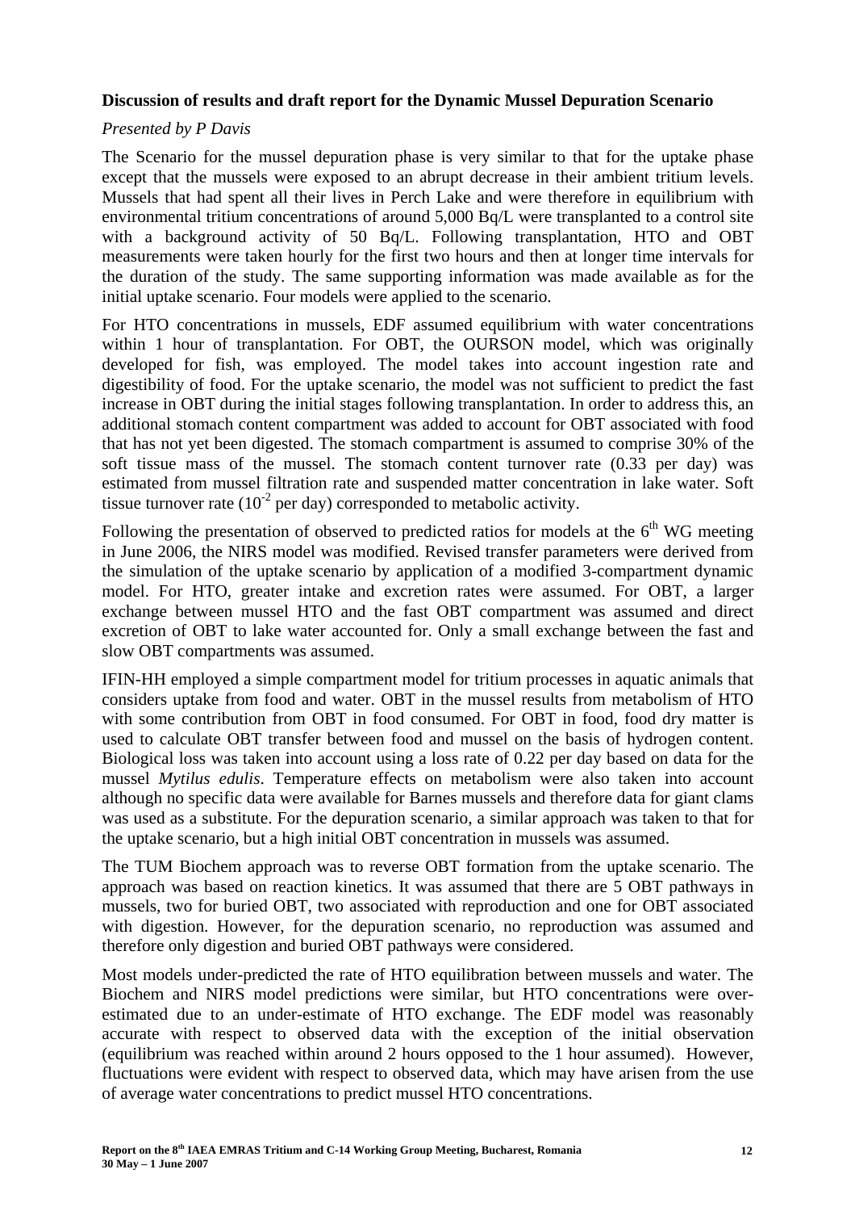**Discussion of results and draft report for the Dynamic Mussel Depuration Scenario**

*Presented by P Davis*

The Scenario for the mussel depuration phase is very similar to that for the uptake phase except that the mussels were exposed to an abrupt decrease in their ambient tritium levels. Mussels that had spent all their lives in Perch Lake and were therefore in equilibrium with environmental tritium concentrations of around 5,000 Bq/L were transplanted to a control site with a background activity of 50 Bq/L. Following transplantation, HTO and OBT measurements were taken hourly for the first two hours and then at longer time intervals for the duration of the study. The same supporting information was made available as for the initial uptake scenario. Four models were applied to the scenario.

For HTO concentrations in mussels, EDF assumed equilibrium with water concentrations within 1 hour of transplantation. For OBT, the OURSON model, which was originally developed for fish, was employed. The model takes into account ingestion rate and digestibility of food. For the uptake scenario, the model was not sufficient to predict the fast increase in OBT during the initial stages following transplantation. In order to address this, an additional stomach content compartment was added to account for OBT associated with food that has not yet been digested. The stomach compartment is assumed to comprise 30% of the soft tissue mass of the mussel. The stomach content turnover rate (0.33 per day) was estimated from mussel filtration rate and suspended matter concentration in lake water. Soft tissue turnover rate ($10^{-2}$ per day) corresponded to metabolic activity.

Following the presentation of observed to predicted ratios for models at the 6th WG meeting in June 2006, the NIRS model was modified. Revised transfer parameters were derived from the simulation of the uptake scenario by application of a modified 3-compartment dynamic model. For HTO, greater intake and excretion rates were assumed. For OBT, a larger exchange between mussel HTO and the fast OBT compartment was assumed and direct excretion of OBT to lake water accounted for. Only a small exchange between the fast and slow OBT compartments was assumed.

IFIN-HH employed a simple compartment model for tritium processes in aquatic animals that considers uptake from food and water. OBT in the mussel results from metabolism of HTO with some contribution from OBT in food consumed. For OBT in food, food dry matter is used to calculate OBT transfer between food and mussel on the basis of hydrogen content. Biological loss was taken into account using a loss rate of 0.22 per day based on data for the mussel *Mytilus edulis*. Temperature effects on metabolism were also taken into account although no specific data were available for Barnes mussels and therefore data for giant clams was used as a substitute. For the depuration scenario, a similar approach was taken to that for the uptake scenario, but a high initial OBT concentration in mussels was assumed.

The TUM Biochem approach was to reverse OBT formation from the uptake scenario. The approach was based on reaction kinetics. It was assumed that there are 5 OBT pathways in mussels, two for buried OBT, two associated with reproduction and one for OBT associated with digestion. However, for the depuration scenario, no reproduction was assumed and therefore only digestion and buried OBT pathways were considered.

Most models under-predicted the rate of HTO equilibration between mussels and water. The Biochem and NIRS model predictions were similar, but HTO concentrations were over-estimated due to an under-estimate of HTO exchange. The EDF model was reasonably accurate with respect to observed data with the exception of the initial observation (equilibrium was reached within around 2 hours opposed to the 1 hour assumed). However, fluctuations were evident with respect to observed data, which may have arisen from the use of average water concentrations to predict mussel HTO concentrations.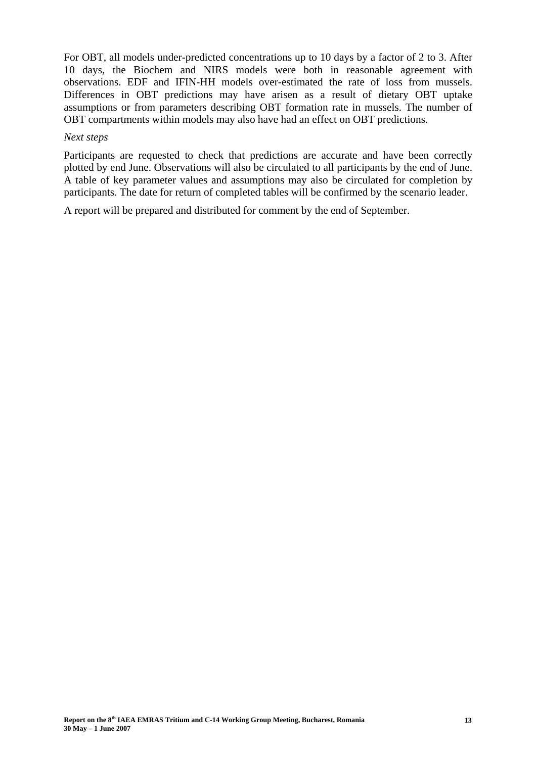For OBT, all models under-predicted concentrations up to 10 days by a factor of 2 to 3. After 10 days, the Biochem and NIRS models were both in reasonable agreement with observations. EDF and IFIN-HH models over-estimated the rate of loss from mussels. Differences in OBT predictions may have arisen as a result of dietary OBT uptake assumptions or from parameters describing OBT formation rate in mussels. The number of OBT compartments within models may also have had an effect on OBT predictions.

*Next steps*

Participants are requested to check that predictions are accurate and have been correctly plotted by end June. Observations will also be circulated to all participants by the end of June. A table of key parameter values and assumptions may also be circulated for completion by participants. The date for return of completed tables will be confirmed by the scenario leader.

A report will be prepared and distributed for comment by the end of September.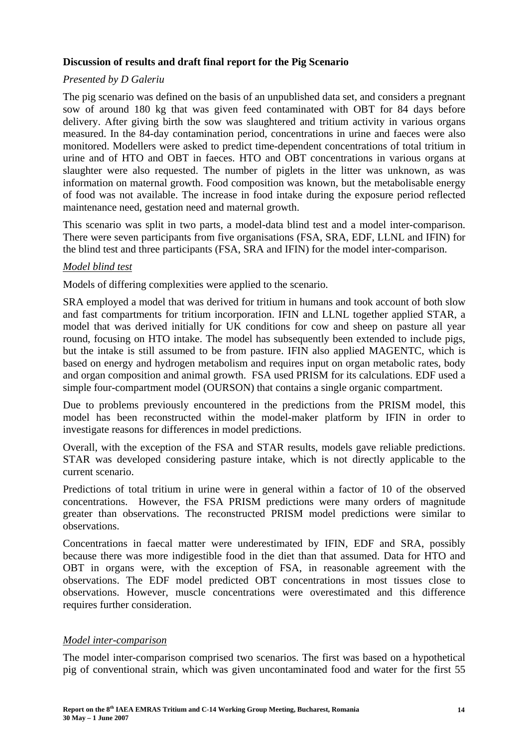**Discussion of results and draft final report for the Pig Scenario**

*Presented by D Galeriu*

The pig scenario was defined on the basis of an unpublished data set, and considers a pregnant sow of around 180 kg that was given feed contaminated with OBT for 84 days before delivery. After giving birth the sow was slaughtered and tritium activity in various organs measured. In the 84-day contamination period, concentrations in urine and faeces were also monitored. Modellers were asked to predict time-dependent concentrations of total tritium in urine and of HTO and OBT in faeces. HTO and OBT concentrations in various organs at slaughter were also requested. The number of piglets in the litter was unknown, as was information on maternal growth. Food composition was known, but the metabolisable energy of food was not available. The increase in food intake during the exposure period reflected maintenance need, gestation need and maternal growth.

This scenario was split in two parts, a model-data blind test and a model inter-comparison. There were seven participants from five organisations (FSA, SRA, EDF, LLNL and IFIN) for the blind test and three participants (FSA, SRA and IFIN) for the model inter-comparison.

<u>*Model blind test*</u>

Models of differing complexities were applied to the scenario.

SRA employed a model that was derived for tritium in humans and took account of both slow and fast compartments for tritium incorporation. IFIN and LLNL together applied STAR, a model that was derived initially for UK conditions for cow and sheep on pasture all year round, focusing on HTO intake. The model has subsequently been extended to include pigs, but the intake is still assumed to be from pasture. IFIN also applied MAGENTC, which is based on energy and hydrogen metabolism and requires input on organ metabolic rates, body and organ composition and animal growth. FSA used PRISM for its calculations. EDF used a simple four-compartment model (OURSON) that contains a single organic compartment.

Due to problems previously encountered in the predictions from the PRISM model, this model has been reconstructed within the model-maker platform by IFIN in order to investigate reasons for differences in model predictions.

Overall, with the exception of the FSA and STAR results, models gave reliable predictions. STAR was developed considering pasture intake, which is not directly applicable to the current scenario.

Predictions of total tritium in urine were in general within a factor of 10 of the observed concentrations. However, the FSA PRISM predictions were many orders of magnitude greater than observations. The reconstructed PRISM model predictions were similar to observations.

Concentrations in faecal matter were underestimated by IFIN, EDF and SRA, possibly because there was more indigestible food in the diet than that assumed. Data for HTO and OBT in organs were, with the exception of FSA, in reasonable agreement with the observations. The EDF model predicted OBT concentrations in most tissues close to observations. However, muscle concentrations were overestimated and this difference requires further consideration.

<u>*Model inter-comparison*</u>

The model inter-comparison comprised two scenarios. The first was based on a hypothetical pig of conventional strain, which was given uncontaminated food and water for the first 55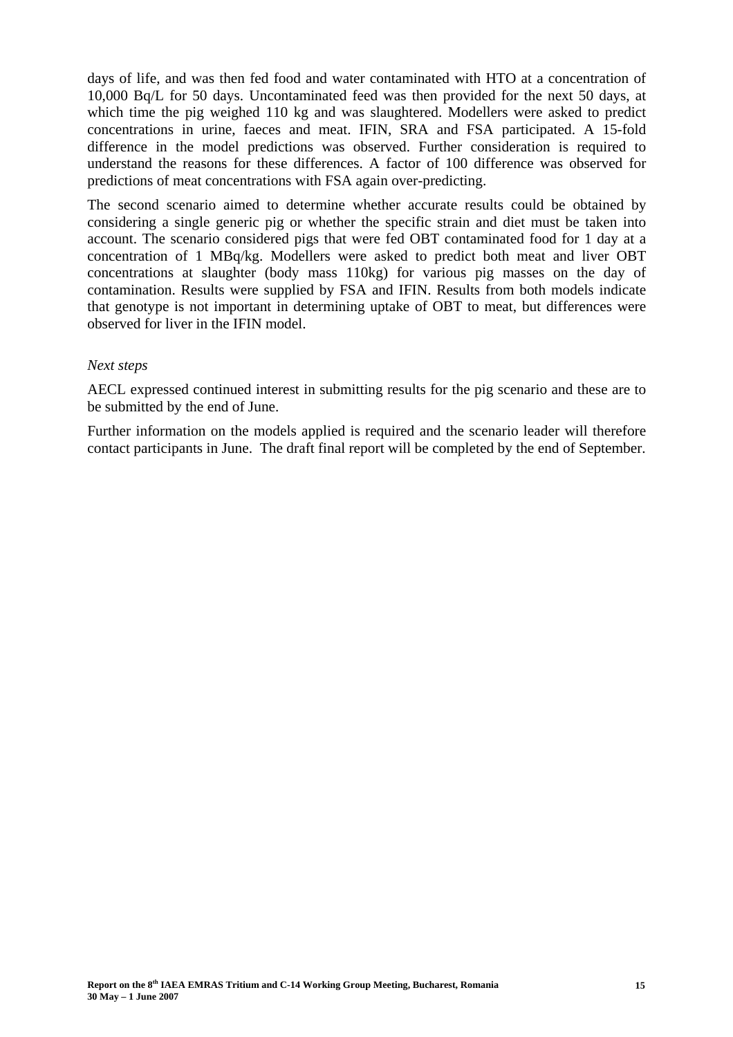days of life, and was then fed food and water contaminated with HTO at a concentration of 10,000 Bq/L for 50 days. Uncontaminated feed was then provided for the next 50 days, at which time the pig weighed 110 kg and was slaughtered. Modellers were asked to predict concentrations in urine, faeces and meat. IFIN, SRA and FSA participated. A 15-fold difference in the model predictions was observed. Further consideration is required to understand the reasons for these differences. A factor of 100 difference was observed for predictions of meat concentrations with FSA again over-predicting.

The second scenario aimed to determine whether accurate results could be obtained by considering a single generic pig or whether the specific strain and diet must be taken into account. The scenario considered pigs that were fed OBT contaminated food for 1 day at a concentration of 1 MBq/kg. Modellers were asked to predict both meat and liver OBT concentrations at slaughter (body mass 110kg) for various pig masses on the day of contamination. Results were supplied by FSA and IFIN. Results from both models indicate that genotype is not important in determining uptake of OBT to meat, but differences were observed for liver in the IFIN model.

*Next steps*

AECL expressed continued interest in submitting results for the pig scenario and these are to be submitted by the end of June.

Further information on the models applied is required and the scenario leader will therefore contact participants in June. The draft final report will be completed by the end of September.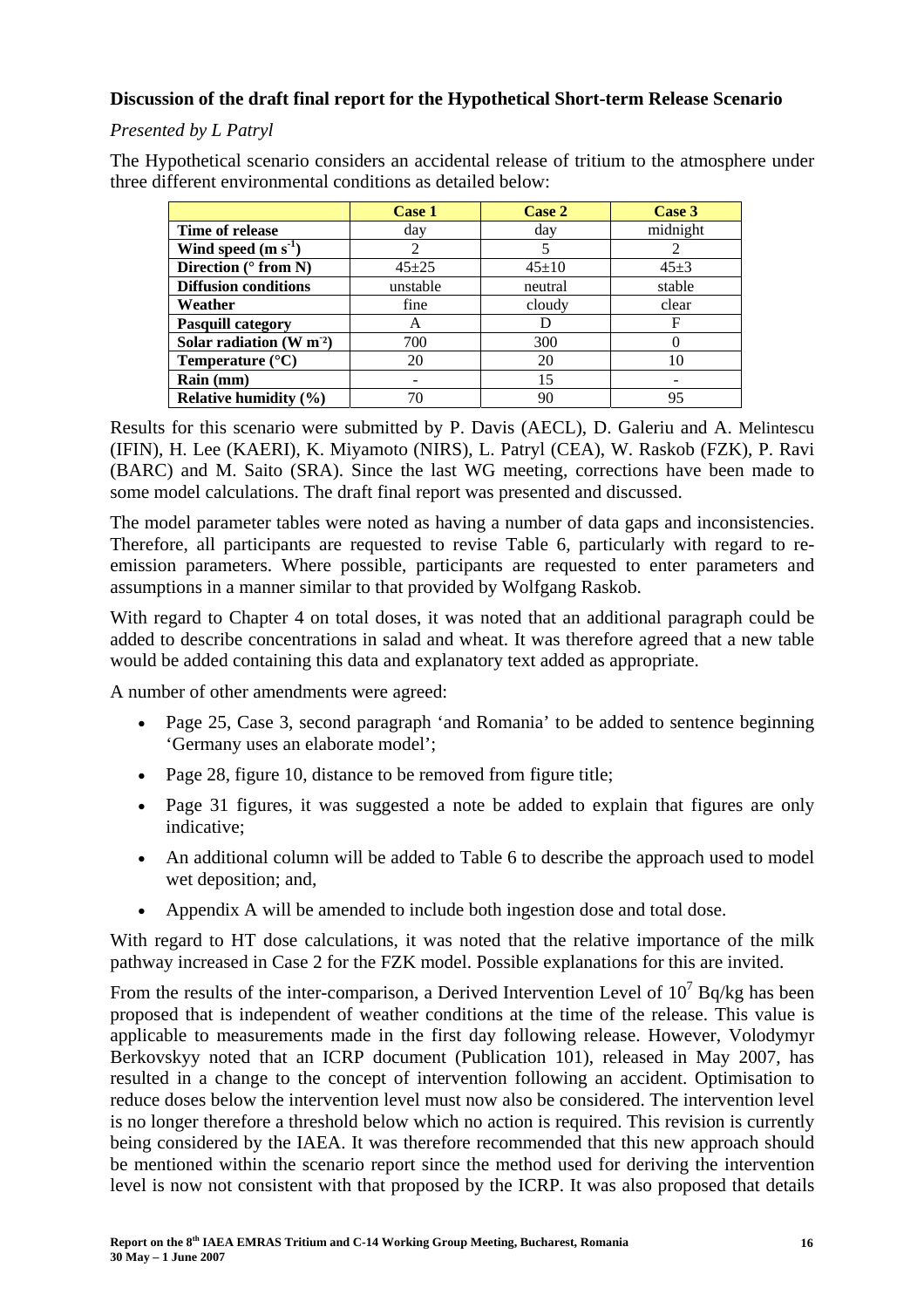**Discussion of the draft final report for the Hypothetical Short-term Release Scenario**

*Presented by L Patryl*

The Hypothetical scenario considers an accidental release of tritium to the atmosphere under three different environmental conditions as detailed below:

| | Case 1 | Case 2 | Case 3 |
|---|---|---|---|
| **Time of release** | day | day | midnight |
| **Wind speed (m $s^{-1}$)** | 2 | 5 | 2 |
| **Direction (° from N)** | 45±25 | 45±10 | 45±3 |
| **Diffusion conditions** | unstable | neutral | stable |
| **Weather** | fine | cloudy | clear |
| **Pasquill category** | A | D | F |
| **Solar radiation (W $m^{-2}$)** | 700 | 300 | 0 |
| **Temperature (°C)** | 20 | 20 | 10 |
| **Rain (mm)** | - | 15 | - |
| **Relative humidity (%)** | 70 | 90 | 95 |

Results for this scenario were submitted by P. Davis (AECL), D. Galeriu and A. Melintescu (IFIN), H. Lee (KAERI), K. Miyamoto (NIRS), L. Patryl (CEA), W. Raskob (FZK), P. Ravi (BARC) and M. Saito (SRA). Since the last WG meeting, corrections have been made to some model calculations. The draft final report was presented and discussed.

The model parameter tables were noted as having a number of data gaps and inconsistencies. Therefore, all participants are requested to revise Table 6, particularly with regard to re-emission parameters. Where possible, participants are requested to enter parameters and assumptions in a manner similar to that provided by Wolfgang Raskob.

With regard to Chapter 4 on total doses, it was noted that an additional paragraph could be added to describe concentrations in salad and wheat. It was therefore agreed that a new table would be added containing this data and explanatory text added as appropriate.

A number of other amendments were agreed:

- Page 25, Case 3, second paragraph 'and Romania' to be added to sentence beginning 'Germany uses an elaborate model';
- Page 28, figure 10, distance to be removed from figure title;
- Page 31 figures, it was suggested a note be added to explain that figures are only indicative;
- An additional column will be added to Table 6 to describe the approach used to model wet deposition; and,
- Appendix A will be amended to include both ingestion dose and total dose.

With regard to HT dose calculations, it was noted that the relative importance of the milk pathway increased in Case 2 for the FZK model. Possible explanations for this are invited.

From the results of the inter-comparison, a Derived Intervention Level of $10^7$ Bq/kg has been proposed that is independent of weather conditions at the time of the release. This value is applicable to measurements made in the first day following release. However, Volodymyr Berkovskyy noted that an ICRP document (Publication 101), released in May 2007, has resulted in a change to the concept of intervention following an accident. Optimisation to reduce doses below the intervention level must now also be considered. The intervention level is no longer therefore a threshold below which no action is required. This revision is currently being considered by the IAEA. It was therefore recommended that this new approach should be mentioned within the scenario report since the method used for deriving the intervention level is now not consistent with that proposed by the ICRP. It was also proposed that details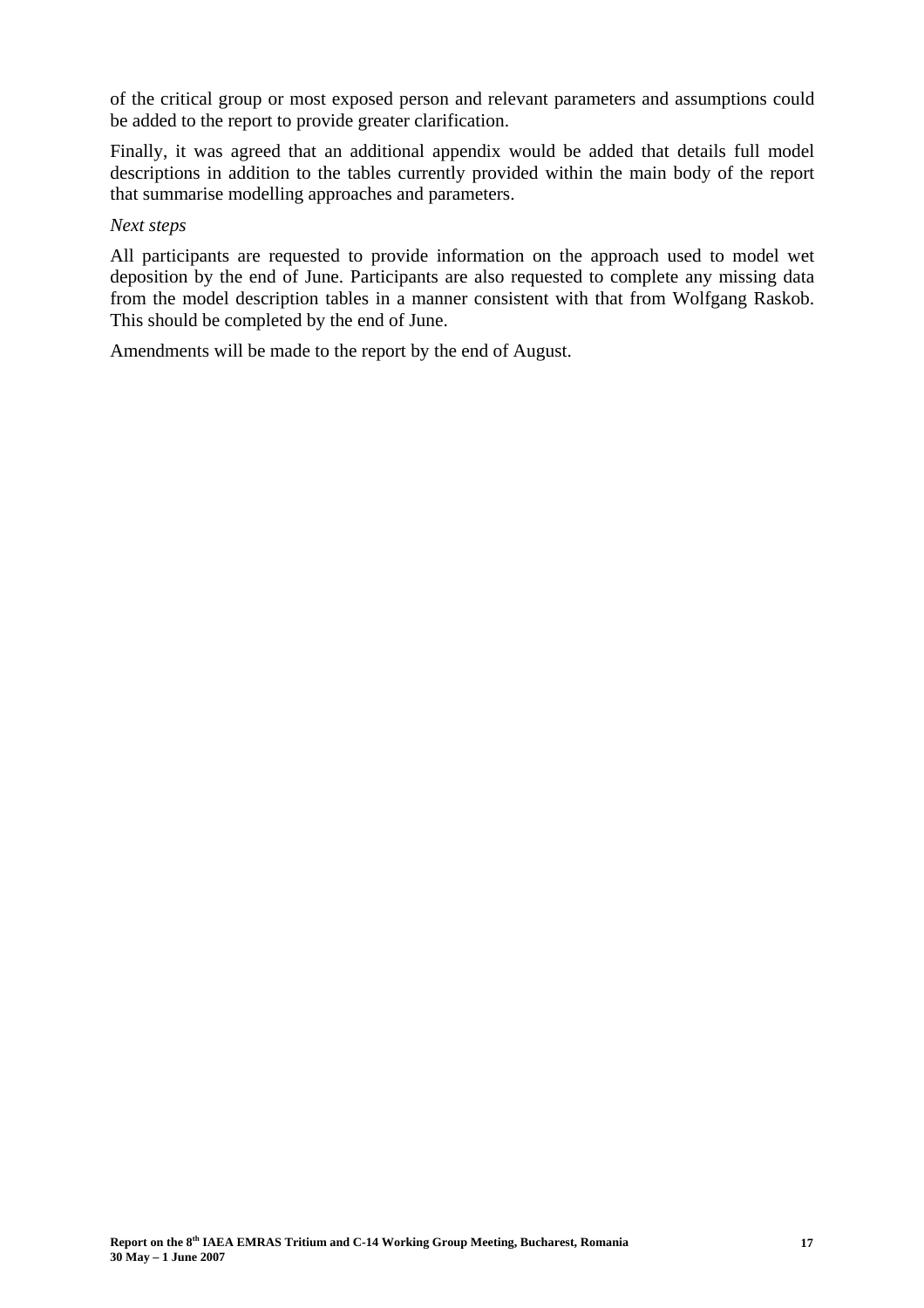of the critical group or most exposed person and relevant parameters and assumptions could be added to the report to provide greater clarification.

Finally, it was agreed that an additional appendix would be added that details full model descriptions in addition to the tables currently provided within the main body of the report that summarise modelling approaches and parameters.

*Next steps*

All participants are requested to provide information on the approach used to model wet deposition by the end of June. Participants are also requested to complete any missing data from the model description tables in a manner consistent with that from Wolfgang Raskob. This should be completed by the end of June.

Amendments will be made to the report by the end of August.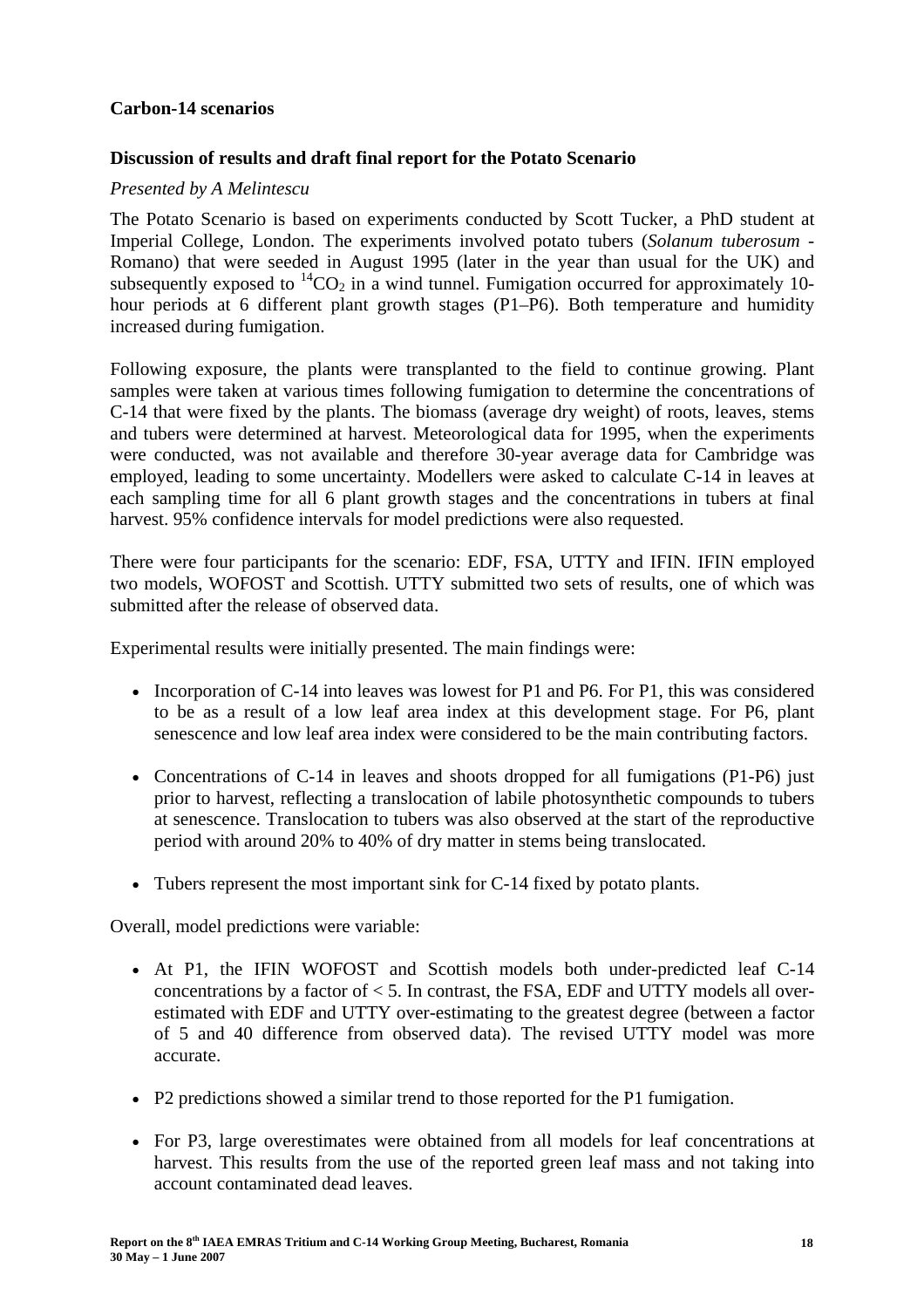**Carbon-14 scenarios**

**Discussion of results and draft final report for the Potato Scenario**

*Presented by A Melintescu*

The Potato Scenario is based on experiments conducted by Scott Tucker, a PhD student at Imperial College, London. The experiments involved potato tubers (*Solanum tuberosum* - Romano) that were seeded in August 1995 (later in the year than usual for the UK) and subsequently exposed to $^{14}CO_2$ in a wind tunnel. Fumigation occurred for approximately 10-hour periods at 6 different plant growth stages (P1–P6). Both temperature and humidity increased during fumigation.

Following exposure, the plants were transplanted to the field to continue growing. Plant samples were taken at various times following fumigation to determine the concentrations of C-14 that were fixed by the plants. The biomass (average dry weight) of roots, leaves, stems and tubers were determined at harvest. Meteorological data for 1995, when the experiments were conducted, was not available and therefore 30-year average data for Cambridge was employed, leading to some uncertainty. Modellers were asked to calculate C-14 in leaves at each sampling time for all 6 plant growth stages and the concentrations in tubers at final harvest. 95% confidence intervals for model predictions were also requested.

There were four participants for the scenario: EDF, FSA, UTTY and IFIN. IFIN employed two models, WOFOST and Scottish. UTTY submitted two sets of results, one of which was submitted after the release of observed data.

Experimental results were initially presented. The main findings were:

- Incorporation of C-14 into leaves was lowest for P1 and P6. For P1, this was considered to be as a result of a low leaf area index at this development stage. For P6, plant senescence and low leaf area index were considered to be the main contributing factors.

- Concentrations of C-14 in leaves and shoots dropped for all fumigations (P1-P6) just prior to harvest, reflecting a translocation of labile photosynthetic compounds to tubers at senescence. Translocation to tubers was also observed at the start of the reproductive period with around 20% to 40% of dry matter in stems being translocated.

- Tubers represent the most important sink for C-14 fixed by potato plants.

Overall, model predictions were variable:

- At P1, the IFIN WOFOST and Scottish models both under-predicted leaf C-14 concentrations by a factor of < 5. In contrast, the FSA, EDF and UTTY models all over-estimated with EDF and UTTY over-estimating to the greatest degree (between a factor of 5 and 40 difference from observed data). The revised UTTY model was more accurate.

- P2 predictions showed a similar trend to those reported for the P1 fumigation.

- For P3, large overestimates were obtained from all models for leaf concentrations at harvest. This results from the use of the reported green leaf mass and not taking into account contaminated dead leaves.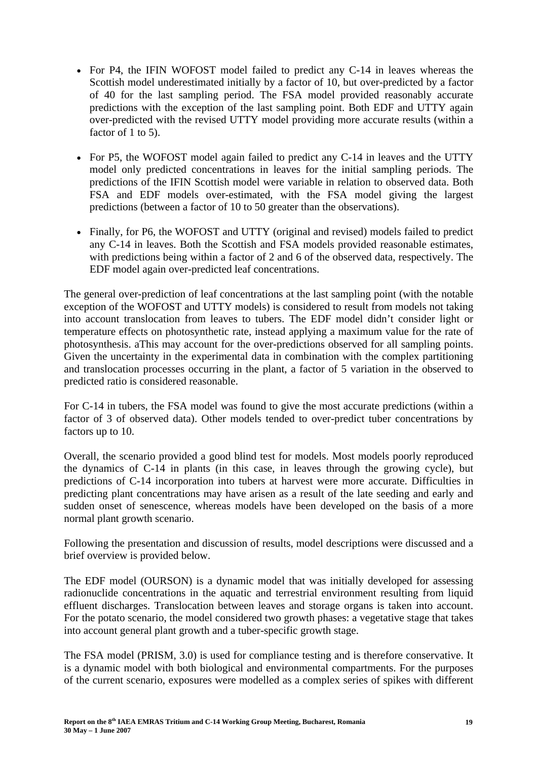- For P4, the IFIN WOFOST model failed to predict any C-14 in leaves whereas the Scottish model underestimated initially by a factor of 10, but over-predicted by a factor of 40 for the last sampling period. The FSA model provided reasonably accurate predictions with the exception of the last sampling point. Both EDF and UTTY again over-predicted with the revised UTTY model providing more accurate results (within a factor of 1 to 5).

- For P5, the WOFOST model again failed to predict any C-14 in leaves and the UTTY model only predicted concentrations in leaves for the initial sampling periods. The predictions of the IFIN Scottish model were variable in relation to observed data. Both FSA and EDF models over-estimated, with the FSA model giving the largest predictions (between a factor of 10 to 50 greater than the observations).

- Finally, for P6, the WOFOST and UTTY (original and revised) models failed to predict any C-14 in leaves. Both the Scottish and FSA models provided reasonable estimates, with predictions being within a factor of 2 and 6 of the observed data, respectively. The EDF model again over-predicted leaf concentrations.

The general over-prediction of leaf concentrations at the last sampling point (with the notable exception of the WOFOST and UTTY models) is considered to result from models not taking into account translocation from leaves to tubers. The EDF model didn't consider light or temperature effects on photosynthetic rate, instead applying a maximum value for the rate of photosynthesis. aThis may account for the over-predictions observed for all sampling points. Given the uncertainty in the experimental data in combination with the complex partitioning and translocation processes occurring in the plant, a factor of 5 variation in the observed to predicted ratio is considered reasonable.

For C-14 in tubers, the FSA model was found to give the most accurate predictions (within a factor of 3 of observed data). Other models tended to over-predict tuber concentrations by factors up to 10.

Overall, the scenario provided a good blind test for models. Most models poorly reproduced the dynamics of C-14 in plants (in this case, in leaves through the growing cycle), but predictions of C-14 incorporation into tubers at harvest were more accurate. Difficulties in predicting plant concentrations may have arisen as a result of the late seeding and early and sudden onset of senescence, whereas models have been developed on the basis of a more normal plant growth scenario.

Following the presentation and discussion of results, model descriptions were discussed and a brief overview is provided below.

The EDF model (OURSON) is a dynamic model that was initially developed for assessing radionuclide concentrations in the aquatic and terrestrial environment resulting from liquid effluent discharges. Translocation between leaves and storage organs is taken into account. For the potato scenario, the model considered two growth phases: a vegetative stage that takes into account general plant growth and a tuber-specific growth stage.

The FSA model (PRISM, 3.0) is used for compliance testing and is therefore conservative. It is a dynamic model with both biological and environmental compartments. For the purposes of the current scenario, exposures were modelled as a complex series of spikes with different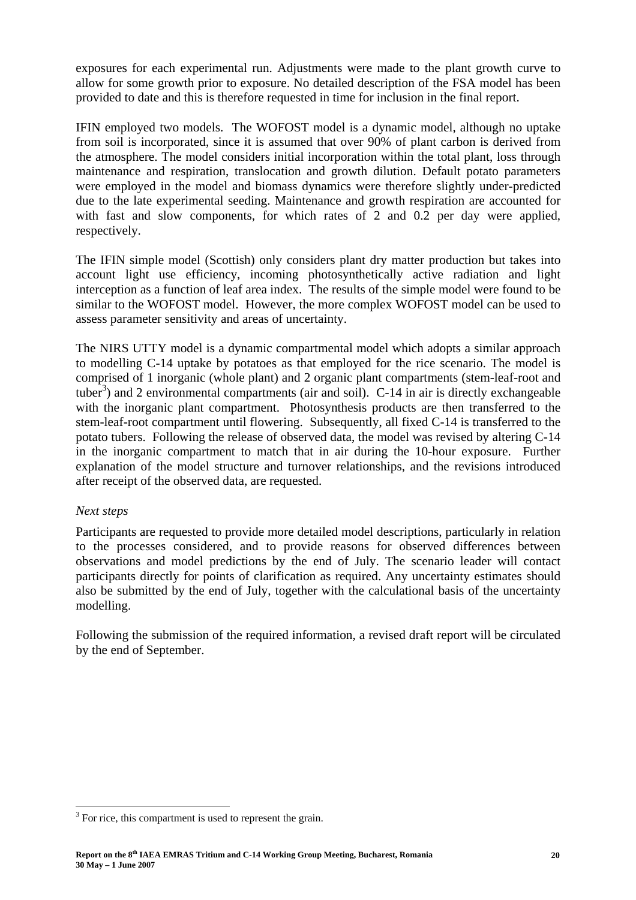exposures for each experimental run. Adjustments were made to the plant growth curve to allow for some growth prior to exposure. No detailed description of the FSA model has been provided to date and this is therefore requested in time for inclusion in the final report.

IFIN employed two models. The WOFOST model is a dynamic model, although no uptake from soil is incorporated, since it is assumed that over 90% of plant carbon is derived from the atmosphere. The model considers initial incorporation within the total plant, loss through maintenance and respiration, translocation and growth dilution. Default potato parameters were employed in the model and biomass dynamics were therefore slightly under-predicted due to the late experimental seeding. Maintenance and growth respiration are accounted for with fast and slow components, for which rates of 2 and 0.2 per day were applied, respectively.

The IFIN simple model (Scottish) only considers plant dry matter production but takes into account light use efficiency, incoming photosynthetically active radiation and light interception as a function of leaf area index. The results of the simple model were found to be similar to the WOFOST model. However, the more complex WOFOST model can be used to assess parameter sensitivity and areas of uncertainty.

The NIRS UTTY model is a dynamic compartmental model which adopts a similar approach to modelling C-14 uptake by potatoes as that employed for the rice scenario. The model is comprised of 1 inorganic (whole plant) and 2 organic plant compartments (stem-leaf-root and tuber[3]) and 2 environmental compartments (air and soil). C-14 in air is directly exchangeable with the inorganic plant compartment. Photosynthesis products are then transferred to the stem-leaf-root compartment until flowering. Subsequently, all fixed C-14 is transferred to the potato tubers. Following the release of observed data, the model was revised by altering C-14 in the inorganic compartment to match that in air during the 10-hour exposure. Further explanation of the model structure and turnover relationships, and the revisions introduced after receipt of the observed data, are requested.

*Next steps*

Participants are requested to provide more detailed model descriptions, particularly in relation to the processes considered, and to provide reasons for observed differences between observations and model predictions by the end of July. The scenario leader will contact participants directly for points of clarification as required. Any uncertainty estimates should also be submitted by the end of July, together with the calculational basis of the uncertainty modelling.

Following the submission of the required information, a revised draft report will be circulated by the end of September.

[3] For rice, this compartment is used to represent the grain.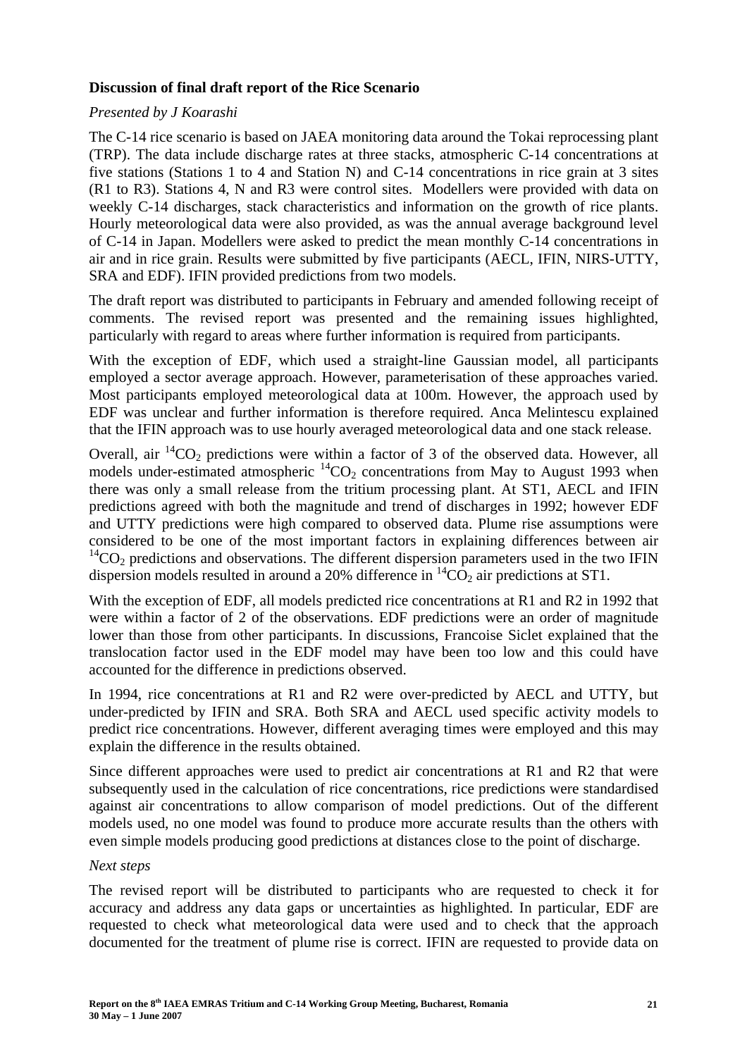### Discussion of final draft report of the Rice Scenario

*Presented by J Koarashi*

The C-14 rice scenario is based on JAEA monitoring data around the Tokai reprocessing plant (TRP). The data include discharge rates at three stacks, atmospheric C-14 concentrations at five stations (Stations 1 to 4 and Station N) and C-14 concentrations in rice grain at 3 sites (R1 to R3). Stations 4, N and R3 were control sites. Modellers were provided with data on weekly C-14 discharges, stack characteristics and information on the growth of rice plants. Hourly meteorological data were also provided, as was the annual average background level of C-14 in Japan. Modellers were asked to predict the mean monthly C-14 concentrations in air and in rice grain. Results were submitted by five participants (AECL, IFIN, NIRS-UTTY, SRA and EDF). IFIN provided predictions from two models.

The draft report was distributed to participants in February and amended following receipt of comments. The revised report was presented and the remaining issues highlighted, particularly with regard to areas where further information is required from participants.

With the exception of EDF, which used a straight-line Gaussian model, all participants employed a sector average approach. However, parameterisation of these approaches varied. Most participants employed meteorological data at 100m. However, the approach used by EDF was unclear and further information is therefore required. Anca Melintescu explained that the IFIN approach was to use hourly averaged meteorological data and one stack release.

Overall, air $^{14}CO_2$ predictions were within a factor of 3 of the observed data. However, all models under-estimated atmospheric $^{14}CO_2$ concentrations from May to August 1993 when there was only a small release from the tritium processing plant. At ST1, AECL and IFIN predictions agreed with both the magnitude and trend of discharges in 1992; however EDF and UTTY predictions were high compared to observed data. Plume rise assumptions were considered to be one of the most important factors in explaining differences between air $^{14}CO_2$ predictions and observations. The different dispersion parameters used in the two IFIN dispersion models resulted in around a 20% difference in $^{14}CO_2$ air predictions at ST1.

With the exception of EDF, all models predicted rice concentrations at R1 and R2 in 1992 that were within a factor of 2 of the observations. EDF predictions were an order of magnitude lower than those from other participants. In discussions, Francoise Siclet explained that the translocation factor used in the EDF model may have been too low and this could have accounted for the difference in predictions observed.

In 1994, rice concentrations at R1 and R2 were over-predicted by AECL and UTTY, but under-predicted by IFIN and SRA. Both SRA and AECL used specific activity models to predict rice concentrations. However, different averaging times were employed and this may explain the difference in the results obtained.

Since different approaches were used to predict air concentrations at R1 and R2 that were subsequently used in the calculation of rice concentrations, rice predictions were standardised against air concentrations to allow comparison of model predictions. Out of the different models used, no one model was found to produce more accurate results than the others with even simple models producing good predictions at distances close to the point of discharge.

*Next steps*

The revised report will be distributed to participants who are requested to check it for accuracy and address any data gaps or uncertainties as highlighted. In particular, EDF are requested to check what meteorological data were used and to check that the approach documented for the treatment of plume rise is correct. IFIN are requested to provide data on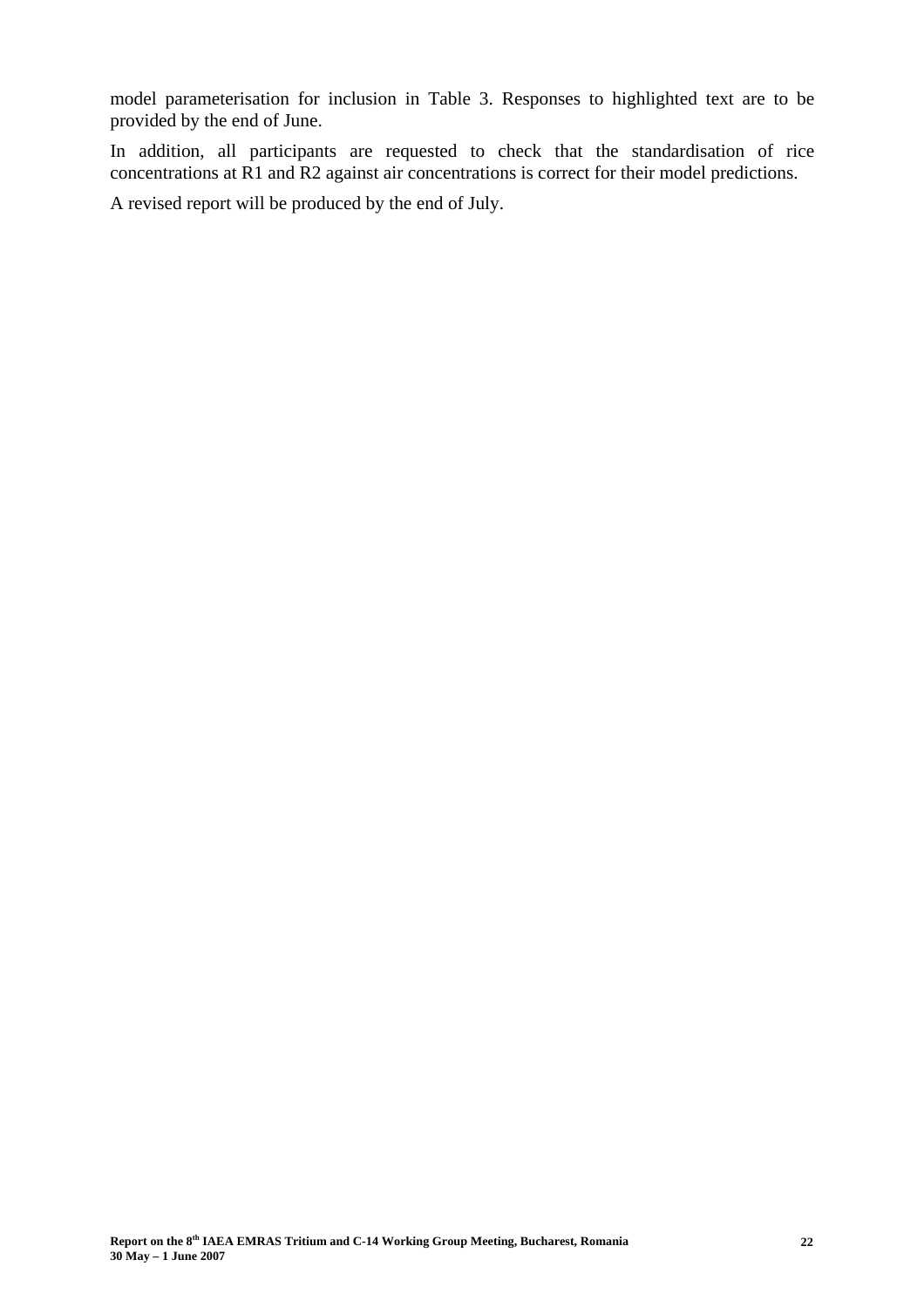model parameterisation for inclusion in Table 3. Responses to highlighted text are to be provided by the end of June.

In addition, all participants are requested to check that the standardisation of rice concentrations at R1 and R2 against air concentrations is correct for their model predictions.

A revised report will be produced by the end of July.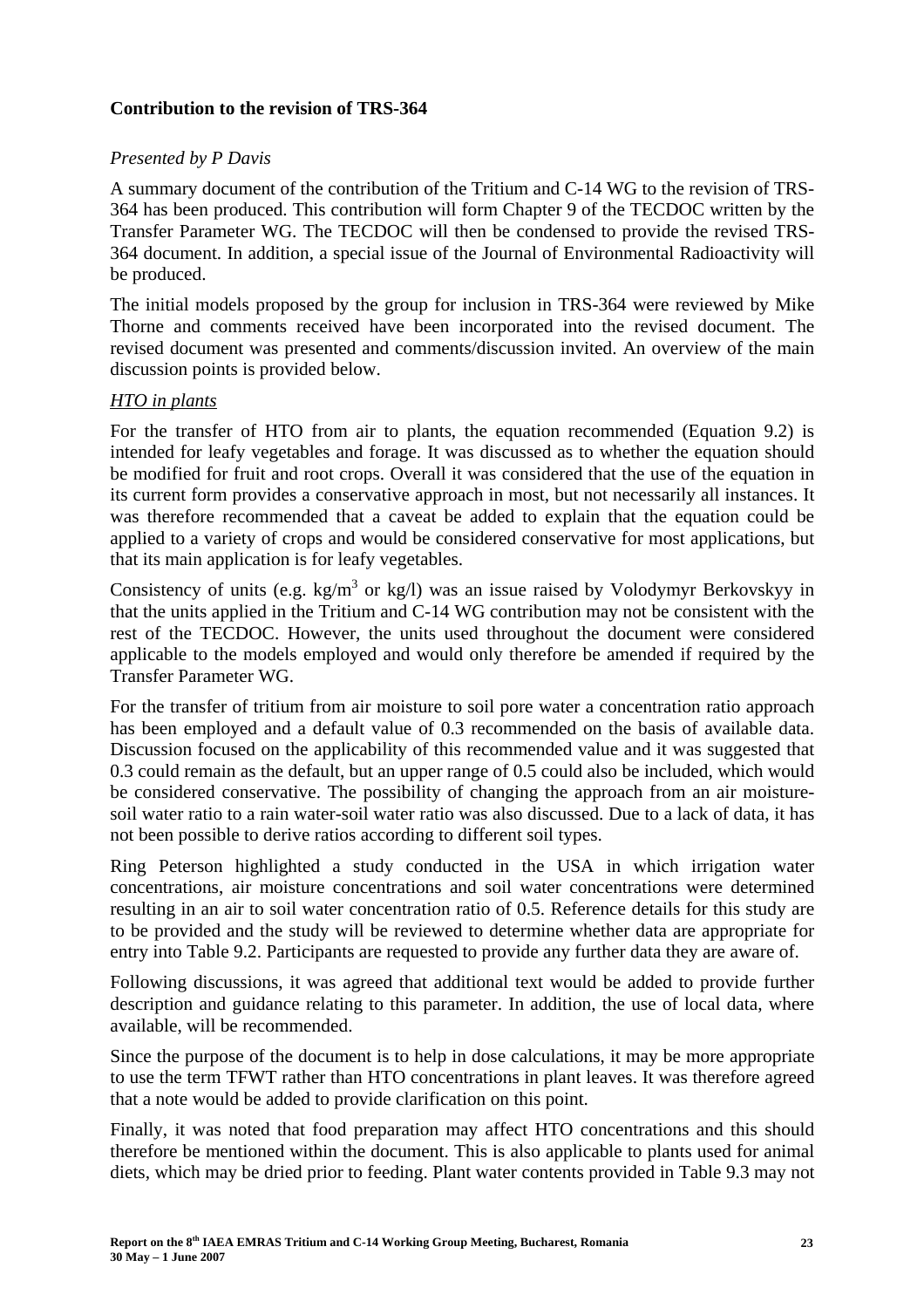**Contribution to the revision of TRS-364**

*Presented by P Davis*

A summary document of the contribution of the Tritium and C-14 WG to the revision of TRS-364 has been produced. This contribution will form Chapter 9 of the TECDOC written by the Transfer Parameter WG. The TECDOC will then be condensed to provide the revised TRS-364 document. In addition, a special issue of the Journal of Environmental Radioactivity will be produced.

The initial models proposed by the group for inclusion in TRS-364 were reviewed by Mike Thorne and comments received have been incorporated into the revised document. The revised document was presented and comments/discussion invited. An overview of the main discussion points is provided below.

*HTO in plants*

For the transfer of HTO from air to plants, the equation recommended (Equation 9.2) is intended for leafy vegetables and forage. It was discussed as to whether the equation should be modified for fruit and root crops. Overall it was considered that the use of the equation in its current form provides a conservative approach in most, but not necessarily all instances. It was therefore recommended that a caveat be added to explain that the equation could be applied to a variety of crops and would be considered conservative for most applications, but that its main application is for leafy vegetables.

Consistency of units (e.g. kg/m$^3$ or kg/l) was an issue raised by Volodymyr Berkovskyy in that the units applied in the Tritium and C-14 WG contribution may not be consistent with the rest of the TECDOC. However, the units used throughout the document were considered applicable to the models employed and would only therefore be amended if required by the Transfer Parameter WG.

For the transfer of tritium from air moisture to soil pore water a concentration ratio approach has been employed and a default value of 0.3 recommended on the basis of available data. Discussion focused on the applicability of this recommended value and it was suggested that 0.3 could remain as the default, but an upper range of 0.5 could also be included, which would be considered conservative. The possibility of changing the approach from an air moisture-soil water ratio to a rain water-soil water ratio was also discussed. Due to a lack of data, it has not been possible to derive ratios according to different soil types.

Ring Peterson highlighted a study conducted in the USA in which irrigation water concentrations, air moisture concentrations and soil water concentrations were determined resulting in an air to soil water concentration ratio of 0.5. Reference details for this study are to be provided and the study will be reviewed to determine whether data are appropriate for entry into Table 9.2. Participants are requested to provide any further data they are aware of.

Following discussions, it was agreed that additional text would be added to provide further description and guidance relating to this parameter. In addition, the use of local data, where available, will be recommended.

Since the purpose of the document is to help in dose calculations, it may be more appropriate to use the term TFWT rather than HTO concentrations in plant leaves. It was therefore agreed that a note would be added to provide clarification on this point.

Finally, it was noted that food preparation may affect HTO concentrations and this should therefore be mentioned within the document. This is also applicable to plants used for animal diets, which may be dried prior to feeding. Plant water contents provided in Table 9.3 may not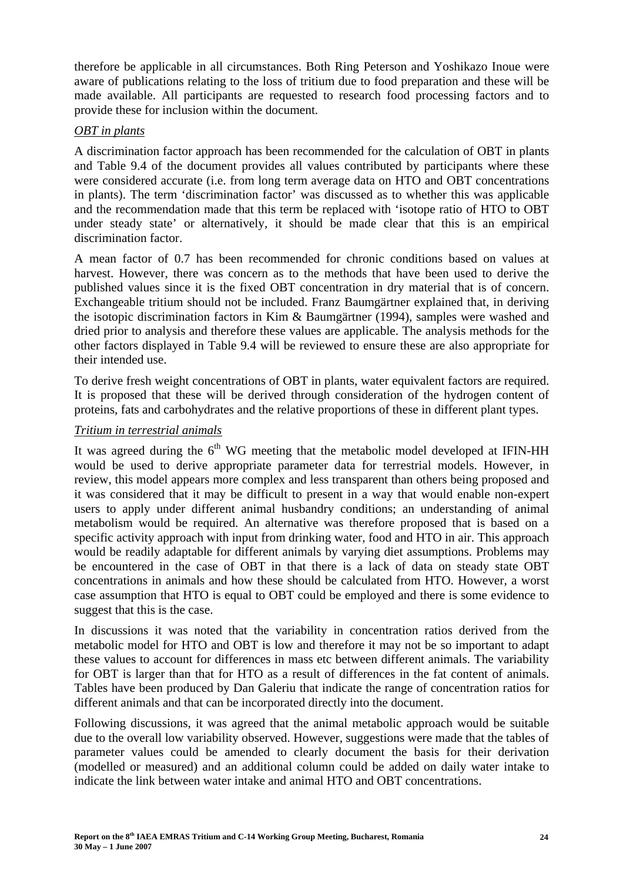therefore be applicable in all circumstances. Both Ring Peterson and Yoshikazo Inoue were aware of publications relating to the loss of tritium due to food preparation and these will be made available. All participants are requested to research food processing factors and to provide these for inclusion within the document.

*OBT in plants*

A discrimination factor approach has been recommended for the calculation of OBT in plants and Table 9.4 of the document provides all values contributed by participants where these were considered accurate (i.e. from long term average data on HTO and OBT concentrations in plants). The term 'discrimination factor' was discussed as to whether this was applicable and the recommendation made that this term be replaced with 'isotope ratio of HTO to OBT under steady state' or alternatively, it should be made clear that this is an empirical discrimination factor.

A mean factor of 0.7 has been recommended for chronic conditions based on values at harvest. However, there was concern as to the methods that have been used to derive the published values since it is the fixed OBT concentration in dry material that is of concern. Exchangeable tritium should not be included. Franz Baumgärtner explained that, in deriving the isotopic discrimination factors in Kim & Baumgärtner (1994), samples were washed and dried prior to analysis and therefore these values are applicable. The analysis methods for the other factors displayed in Table 9.4 will be reviewed to ensure these are also appropriate for their intended use.

To derive fresh weight concentrations of OBT in plants, water equivalent factors are required. It is proposed that these will be derived through consideration of the hydrogen content of proteins, fats and carbohydrates and the relative proportions of these in different plant types.

*Tritium in terrestrial animals*

It was agreed during the 6th WG meeting that the metabolic model developed at IFIN-HH would be used to derive appropriate parameter data for terrestrial models. However, in review, this model appears more complex and less transparent than others being proposed and it was considered that it may be difficult to present in a way that would enable non-expert users to apply under different animal husbandry conditions; an understanding of animal metabolism would be required. An alternative was therefore proposed that is based on a specific activity approach with input from drinking water, food and HTO in air. This approach would be readily adaptable for different animals by varying diet assumptions. Problems may be encountered in the case of OBT in that there is a lack of data on steady state OBT concentrations in animals and how these should be calculated from HTO. However, a worst case assumption that HTO is equal to OBT could be employed and there is some evidence to suggest that this is the case.

In discussions it was noted that the variability in concentration ratios derived from the metabolic model for HTO and OBT is low and therefore it may not be so important to adapt these values to account for differences in mass etc between different animals. The variability for OBT is larger than that for HTO as a result of differences in the fat content of animals. Tables have been produced by Dan Galeriu that indicate the range of concentration ratios for different animals and that can be incorporated directly into the document.

Following discussions, it was agreed that the animal metabolic approach would be suitable due to the overall low variability observed. However, suggestions were made that the tables of parameter values could be amended to clearly document the basis for their derivation (modelled or measured) and an additional column could be added on daily water intake to indicate the link between water intake and animal HTO and OBT concentrations.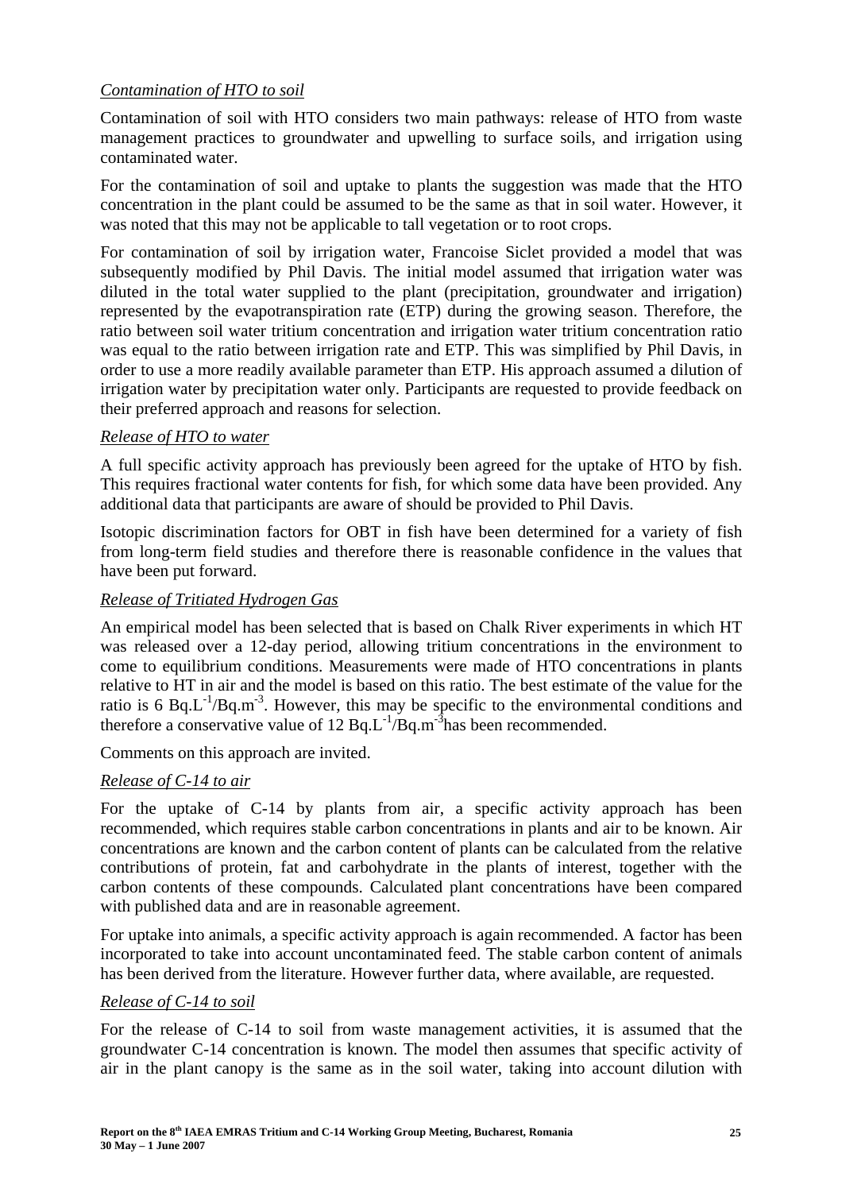*Contamination of HTO to soil*

Contamination of soil with HTO considers two main pathways: release of HTO from waste management practices to groundwater and upwelling to surface soils, and irrigation using contaminated water.

For the contamination of soil and uptake to plants the suggestion was made that the HTO concentration in the plant could be assumed to be the same as that in soil water. However, it was noted that this may not be applicable to tall vegetation or to root crops.

For contamination of soil by irrigation water, Francoise Siclet provided a model that was subsequently modified by Phil Davis. The initial model assumed that irrigation water was diluted in the total water supplied to the plant (precipitation, groundwater and irrigation) represented by the evapotranspiration rate (ETP) during the growing season. Therefore, the ratio between soil water tritium concentration and irrigation water tritium concentration ratio was equal to the ratio between irrigation rate and ETP. This was simplified by Phil Davis, in order to use a more readily available parameter than ETP. His approach assumed a dilution of irrigation water by precipitation water only. Participants are requested to provide feedback on their preferred approach and reasons for selection.

*Release of HTO to water*

A full specific activity approach has previously been agreed for the uptake of HTO by fish. This requires fractional water contents for fish, for which some data have been provided. Any additional data that participants are aware of should be provided to Phil Davis.

Isotopic discrimination factors for OBT in fish have been determined for a variety of fish from long-term field studies and therefore there is reasonable confidence in the values that have been put forward.

*Release of Tritiated Hydrogen Gas*

An empirical model has been selected that is based on Chalk River experiments in which HT was released over a 12-day period, allowing tritium concentrations in the environment to come to equilibrium conditions. Measurements were made of HTO concentrations in plants relative to HT in air and the model is based on this ratio. The best estimate of the value for the ratio is 6 $Bq.L^{-1}/Bq.m^{-3}$. However, this may be specific to the environmental conditions and therefore a conservative value of 12 $Bq.L^{-1}/Bq.m^{-3}$ has been recommended.

Comments on this approach are invited.

*Release of C-14 to air*

For the uptake of C-14 by plants from air, a specific activity approach has been recommended, which requires stable carbon concentrations in plants and air to be known. Air concentrations are known and the carbon content of plants can be calculated from the relative contributions of protein, fat and carbohydrate in the plants of interest, together with the carbon contents of these compounds. Calculated plant concentrations have been compared with published data and are in reasonable agreement.

For uptake into animals, a specific activity approach is again recommended. A factor has been incorporated to take into account uncontaminated feed. The stable carbon content of animals has been derived from the literature. However further data, where available, are requested.

*Release of C-14 to soil*

For the release of C-14 to soil from waste management activities, it is assumed that the groundwater C-14 concentration is known. The model then assumes that specific activity of air in the plant canopy is the same as in the soil water, taking into account dilution with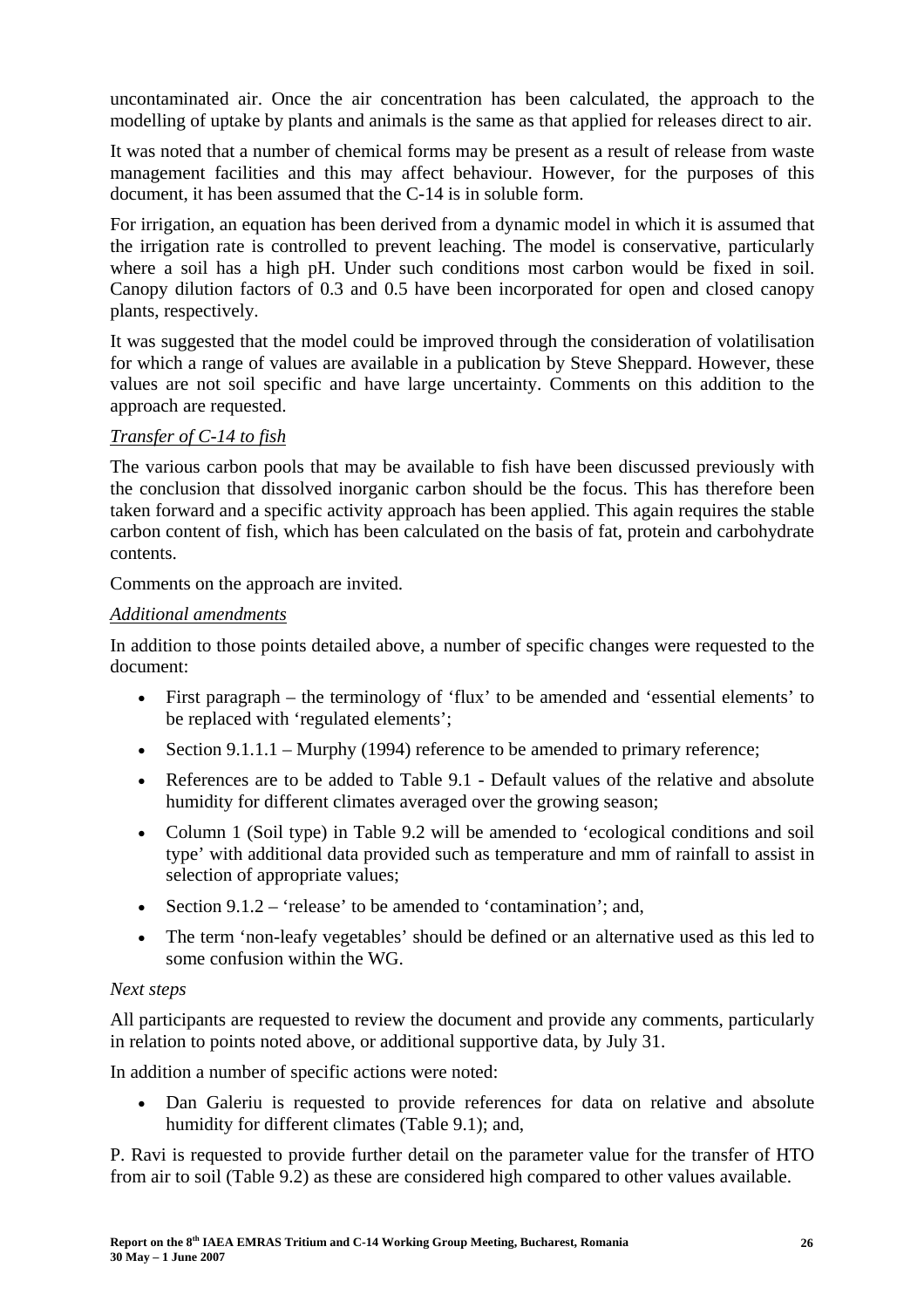uncontaminated air. Once the air concentration has been calculated, the approach to the modelling of uptake by plants and animals is the same as that applied for releases direct to air.

It was noted that a number of chemical forms may be present as a result of release from waste management facilities and this may affect behaviour. However, for the purposes of this document, it has been assumed that the C-14 is in soluble form.

For irrigation, an equation has been derived from a dynamic model in which it is assumed that the irrigation rate is controlled to prevent leaching. The model is conservative, particularly where a soil has a high pH. Under such conditions most carbon would be fixed in soil. Canopy dilution factors of 0.3 and 0.5 have been incorporated for open and closed canopy plants, respectively.

It was suggested that the model could be improved through the consideration of volatilisation for which a range of values are available in a publication by Steve Sheppard. However, these values are not soil specific and have large uncertainty. Comments on this addition to the approach are requested.

*Transfer of C-14 to fish*

The various carbon pools that may be available to fish have been discussed previously with the conclusion that dissolved inorganic carbon should be the focus. This has therefore been taken forward and a specific activity approach has been applied. This again requires the stable carbon content of fish, which has been calculated on the basis of fat, protein and carbohydrate contents.

Comments on the approach are invited.

*Additional amendments*

In addition to those points detailed above, a number of specific changes were requested to the document:

- First paragraph – the terminology of 'flux' to be amended and 'essential elements' to be replaced with 'regulated elements';
- Section 9.1.1.1 – Murphy (1994) reference to be amended to primary reference;
- References are to be added to Table 9.1 - Default values of the relative and absolute humidity for different climates averaged over the growing season;
- Column 1 (Soil type) in Table 9.2 will be amended to 'ecological conditions and soil type' with additional data provided such as temperature and mm of rainfall to assist in selection of appropriate values;
- Section 9.1.2 – 'release' to be amended to 'contamination'; and,
- The term 'non-leafy vegetables' should be defined or an alternative used as this led to some confusion within the WG.

*Next steps*

All participants are requested to review the document and provide any comments, particularly in relation to points noted above, or additional supportive data, by July 31.

In addition a number of specific actions were noted:

- Dan Galeriu is requested to provide references for data on relative and absolute humidity for different climates (Table 9.1); and,

P. Ravi is requested to provide further detail on the parameter value for the transfer of HTO from air to soil (Table 9.2) as these are considered high compared to other values available.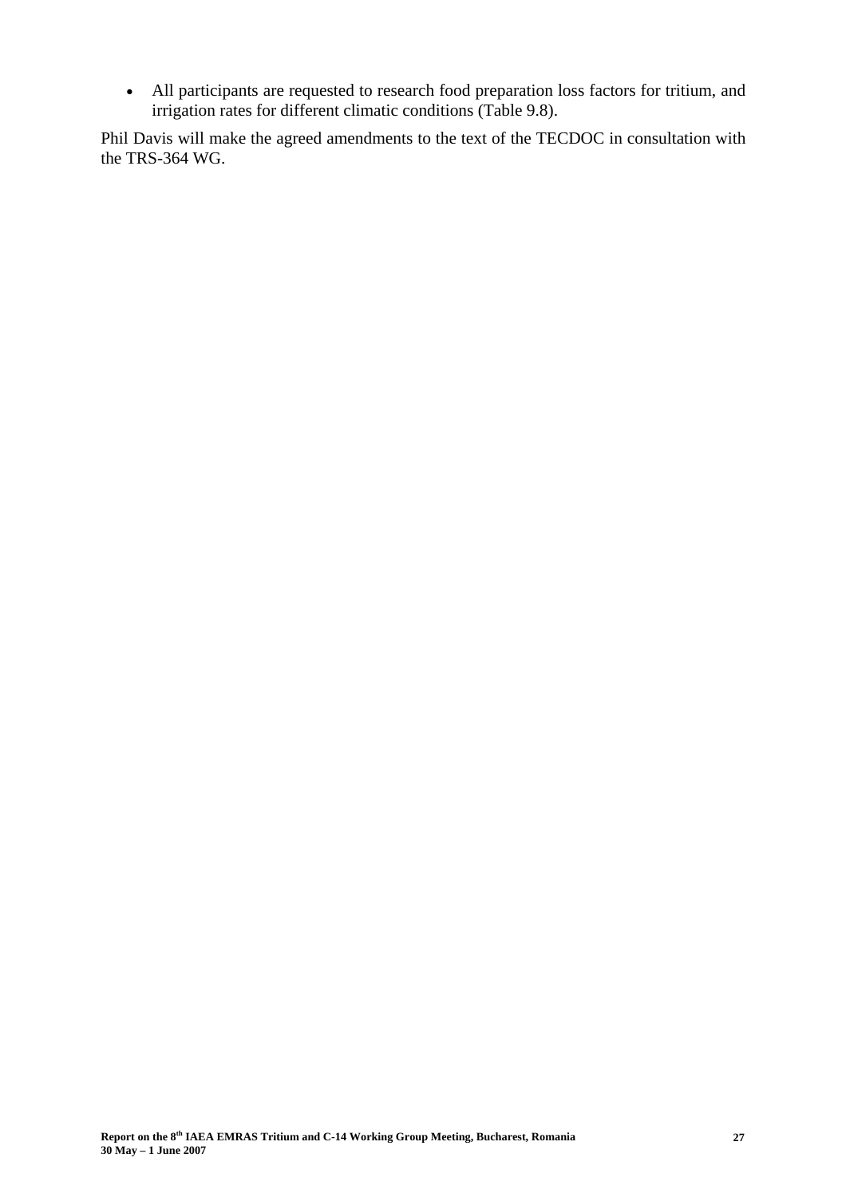- All participants are requested to research food preparation loss factors for tritium, and irrigation rates for different climatic conditions (Table 9.8).

Phil Davis will make the agreed amendments to the text of the TECDOC in consultation with the TRS-364 WG.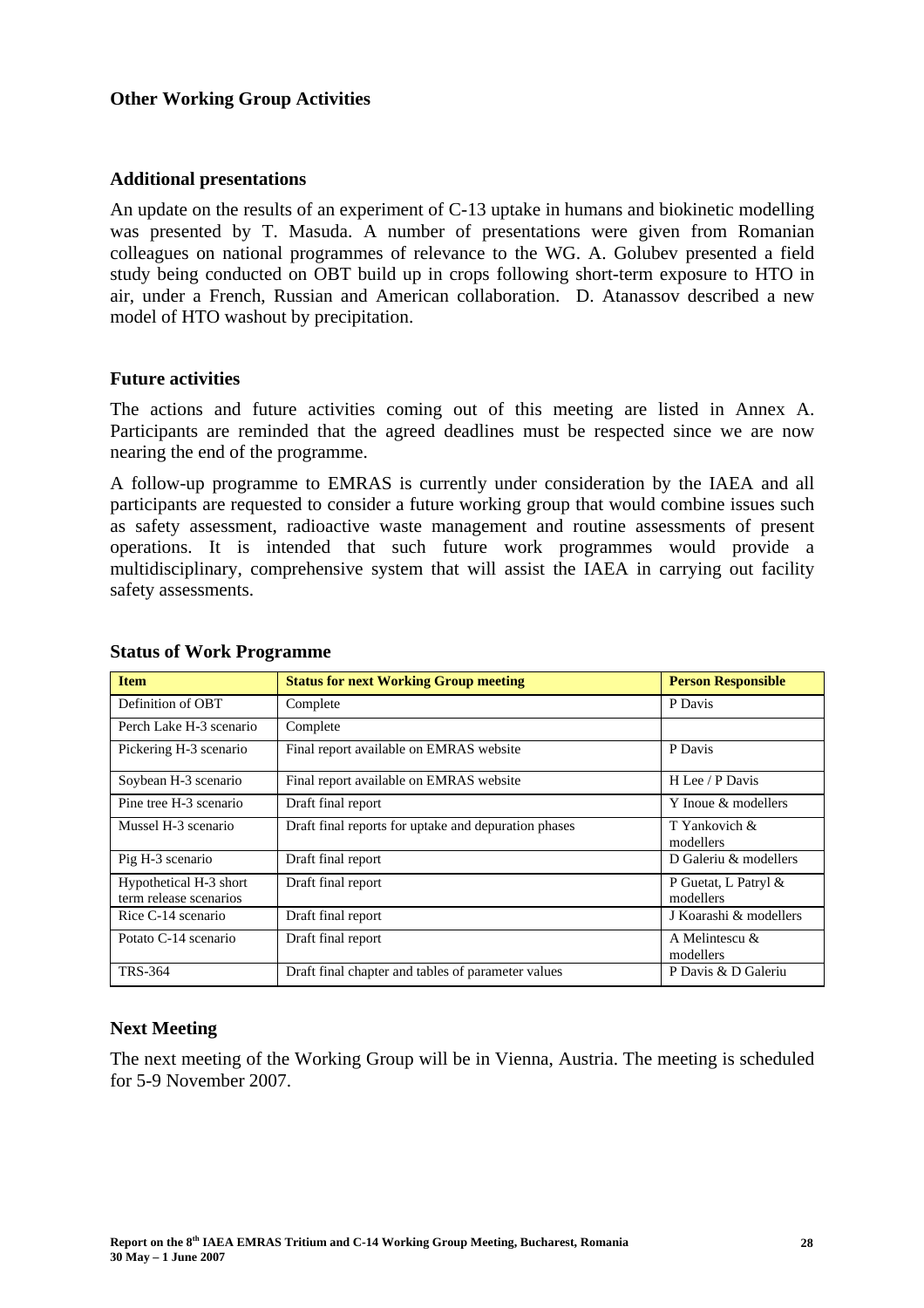## Other Working Group Activities

### Additional presentations

An update on the results of an experiment of C-13 uptake in humans and biokinetic modelling was presented by T. Masuda. A number of presentations were given from Romanian colleagues on national programmes of relevance to the WG. A. Golubev presented a field study being conducted on OBT build up in crops following short-term exposure to HTO in air, under a French, Russian and American collaboration. D. Atanassov described a new model of HTO washout by precipitation.

### Future activities

The actions and future activities coming out of this meeting are listed in Annex A. Participants are reminded that the agreed deadlines must be respected since we are now nearing the end of the programme.

A follow-up programme to EMRAS is currently under consideration by the IAEA and all participants are requested to consider a future working group that would combine issues such as safety assessment, radioactive waste management and routine assessments of present operations. It is intended that such future work programmes would provide a multidisciplinary, comprehensive system that will assist the IAEA in carrying out facility safety assessments.

### Status of Work Programme

| Item | Status for next Working Group meeting | Person Responsible |
|---|---|---|
| Definition of OBT | Complete | P Davis |
| Perch Lake H-3 scenario | Complete | |
| Pickering H-3 scenario | Final report available on EMRAS website | P Davis |
| Soybean H-3 scenario | Final report available on EMRAS website | H Lee / P Davis |
| Pine tree H-3 scenario | Draft final report | Y Inoue & modellers |
| Mussel H-3 scenario | Draft final reports for uptake and depuration phases | T Yankovich & modellers |
| Pig H-3 scenario | Draft final report | D Galeriu & modellers |
| Hypothetical H-3 short term release scenarios | Draft final report | P Guetat, L Patryl & modellers |
| Rice C-14 scenario | Draft final report | J Koarashi & modellers |
| Potato C-14 scenario | Draft final report | A Melintescu & modellers |
| TRS-364 | Draft final chapter and tables of parameter values | P Davis & D Galeriu |

### Next Meeting

The next meeting of the Working Group will be in Vienna, Austria. The meeting is scheduled for 5-9 November 2007.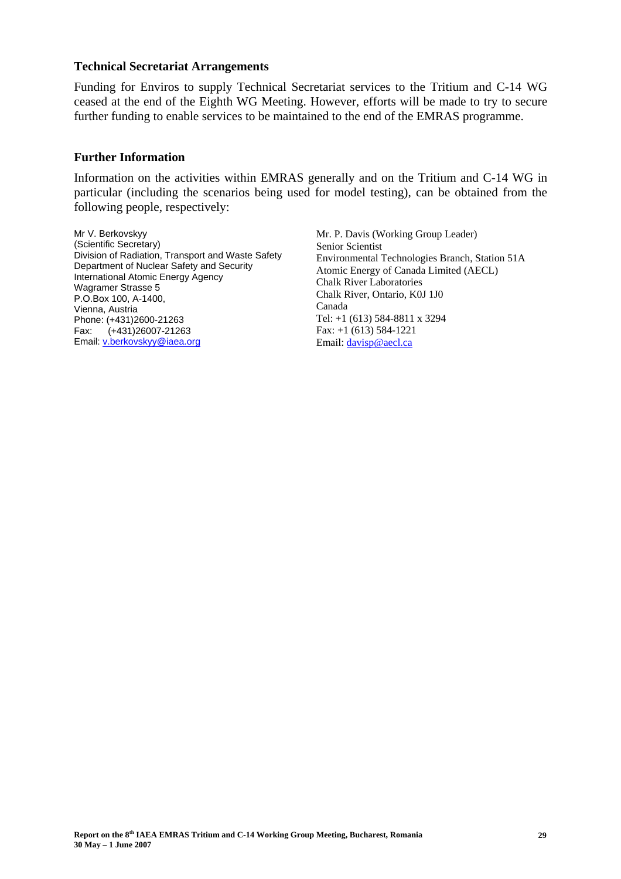## Technical Secretariat Arrangements

Funding for Enviros to supply Technical Secretariat services to the Tritium and C-14 WG ceased at the end of the Eighth WG Meeting. However, efforts will be made to try to secure further funding to enable services to be maintained to the end of the EMRAS programme.

## Further Information

Information on the activities within EMRAS generally and on the Tritium and C-14 WG in particular (including the scenarios being used for model testing), can be obtained from the following people, respectively:

Mr V. Berkovskyy
(Scientific Secretary)
Division of Radiation, Transport and Waste Safety
Department of Nuclear Safety and Security
International Atomic Energy Agency
Wagramer Strasse 5
P.O.Box 100, A-1400,
Vienna, Austria
Phone: (+431)2600-21263
Fax: (+431)26007-21263
Email: v.berkovskyy@iaea.org

Mr. P. Davis (Working Group Leader)
Senior Scientist
Environmental Technologies Branch, Station 51A
Atomic Energy of Canada Limited (AECL)
Chalk River Laboratories
Chalk River, Ontario, K0J 1J0
Canada
Tel: +1 (613) 584-8811 x 3294
Fax: +1 (613) 584-1221
Email: davisp@aecl.ca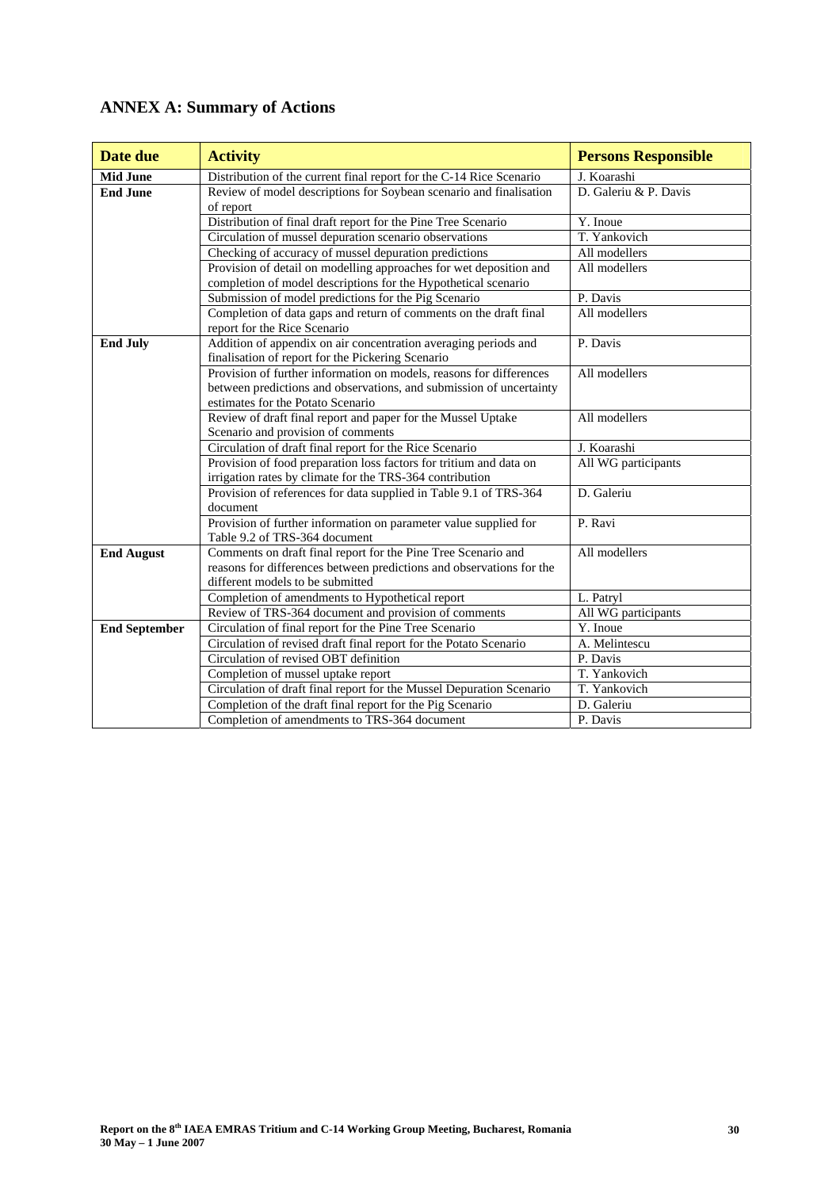## ANNEX A: Summary of Actions

| Date due | Activity | Persons Responsible |
|---|---|---|
| **Mid June** | Distribution of the current final report for the C-14 Rice Scenario | J. Koarashi |
| **End June** | Review of model descriptions for Soybean scenario and finalisation of report | D. Galeriu & P. Davis |
| | Distribution of final draft report for the Pine Tree Scenario | Y. Inoue |
| | Circulation of mussel depuration scenario observations | T. Yankovich |
| | Checking of accuracy of mussel depuration predictions | All modellers |
| | Provision of detail on modelling approaches for wet deposition and completion of model descriptions for the Hypothetical scenario | All modellers |
| | Submission of model predictions for the Pig Scenario | P. Davis |
| | Completion of data gaps and return of comments on the draft final report for the Rice Scenario | All modellers |
| **End July** | Addition of appendix on air concentration averaging periods and finalisation of report for the Pickering Scenario | P. Davis |
| | Provision of further information on models, reasons for differences between predictions and observations, and submission of uncertainty estimates for the Potato Scenario | All modellers |
| | Review of draft final report and paper for the Mussel Uptake Scenario and provision of comments | All modellers |
| | Circulation of draft final report for the Rice Scenario | J. Koarashi |
| | Provision of food preparation loss factors for tritium and data on irrigation rates by climate for the TRS-364 contribution | All WG participants |
| | Provision of references for data supplied in Table 9.1 of TRS-364 document | D. Galeriu |
| | Provision of further information on parameter value supplied for Table 9.2 of TRS-364 document | P. Ravi |
| **End August** | Comments on draft final report for the Pine Tree Scenario and reasons for differences between predictions and observations for the different models to be submitted | All modellers |
| | Completion of amendments to Hypothetical report | L. Patryl |
| | Review of TRS-364 document and provision of comments | All WG participants |
| **End September** | Circulation of final report for the Pine Tree Scenario | Y. Inoue |
| | Circulation of revised draft final report for the Potato Scenario | A. Melintescu |
| | Circulation of revised OBT definition | P. Davis |
| | Completion of mussel uptake report | T. Yankovich |
| | Circulation of draft final report for the Mussel Depuration Scenario | T. Yankovich |
| | Completion of the draft final report for the Pig Scenario | D. Galeriu |
| | Completion of amendments to TRS-364 document | P. Davis |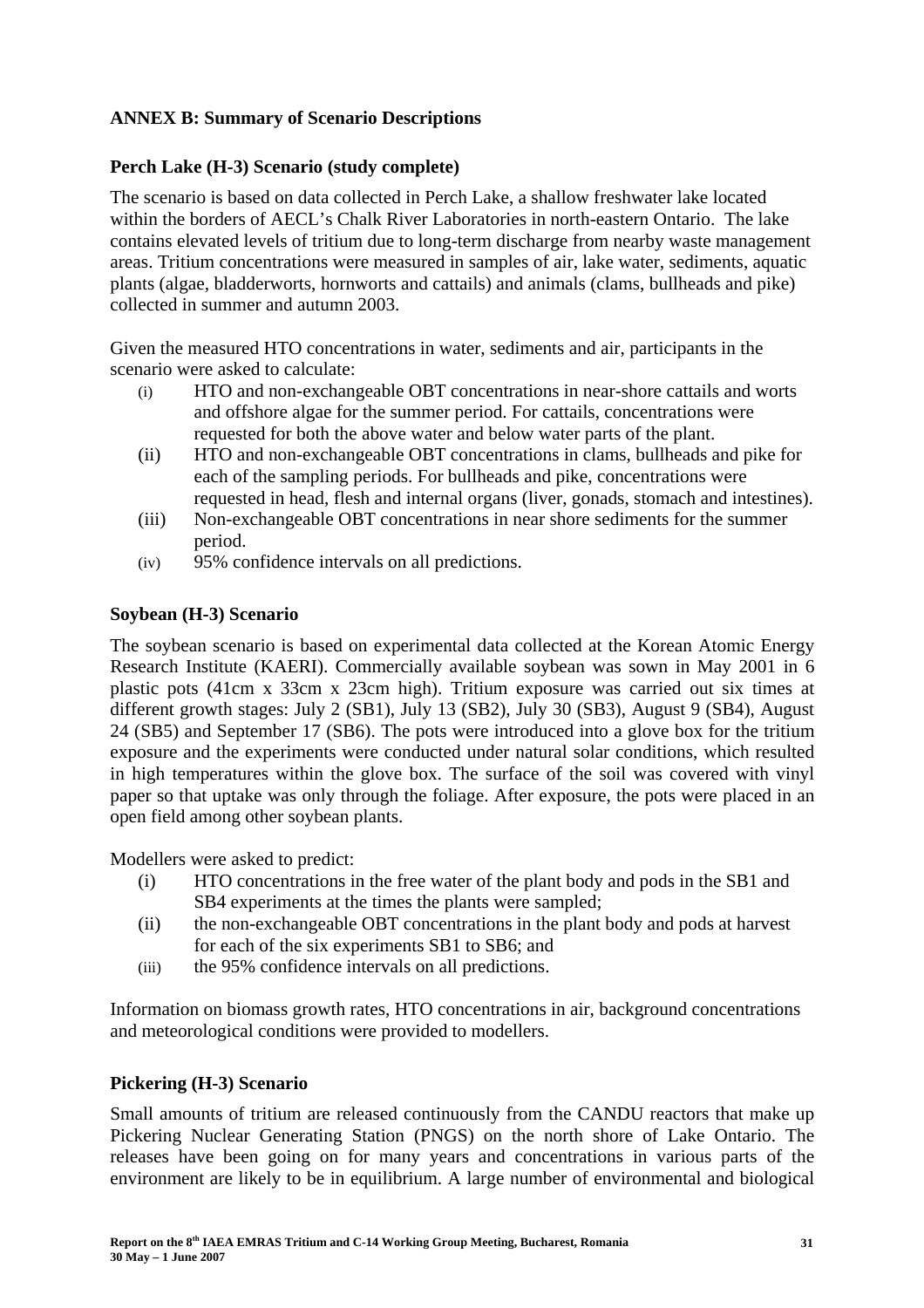## ANNEX B: Summary of Scenario Descriptions

### Perch Lake (H-3) Scenario (study complete)

The scenario is based on data collected in Perch Lake, a shallow freshwater lake located within the borders of AECL's Chalk River Laboratories in north-eastern Ontario. The lake contains elevated levels of tritium due to long-term discharge from nearby waste management areas. Tritium concentrations were measured in samples of air, lake water, sediments, aquatic plants (algae, bladderworts, hornworts and cattails) and animals (clams, bullheads and pike) collected in summer and autumn 2003.

Given the measured HTO concentrations in water, sediments and air, participants in the scenario were asked to calculate:

- (i) HTO and non-exchangeable OBT concentrations in near-shore cattails and worts and offshore algae for the summer period. For cattails, concentrations were requested for both the above water and below water parts of the plant.
- (ii) HTO and non-exchangeable OBT concentrations in clams, bullheads and pike for each of the sampling periods. For bullheads and pike, concentrations were requested in head, flesh and internal organs (liver, gonads, stomach and intestines).
- (iii) Non-exchangeable OBT concentrations in near shore sediments for the summer period.
- (iv) 95% confidence intervals on all predictions.

### Soybean (H-3) Scenario

The soybean scenario is based on experimental data collected at the Korean Atomic Energy Research Institute (KAERI). Commercially available soybean was sown in May 2001 in 6 plastic pots (41cm x 33cm x 23cm high). Tritium exposure was carried out six times at different growth stages: July 2 (SB1), July 13 (SB2), July 30 (SB3), August 9 (SB4), August 24 (SB5) and September 17 (SB6). The pots were introduced into a glove box for the tritium exposure and the experiments were conducted under natural solar conditions, which resulted in high temperatures within the glove box. The surface of the soil was covered with vinyl paper so that uptake was only through the foliage. After exposure, the pots were placed in an open field among other soybean plants.

Modellers were asked to predict:

- (i) HTO concentrations in the free water of the plant body and pods in the SB1 and SB4 experiments at the times the plants were sampled;
- (ii) the non-exchangeable OBT concentrations in the plant body and pods at harvest for each of the six experiments SB1 to SB6; and
- (iii) the 95% confidence intervals on all predictions.

Information on biomass growth rates, HTO concentrations in air, background concentrations and meteorological conditions were provided to modellers.

### Pickering (H-3) Scenario

Small amounts of tritium are released continuously from the CANDU reactors that make up Pickering Nuclear Generating Station (PNGS) on the north shore of Lake Ontario. The releases have been going on for many years and concentrations in various parts of the environment are likely to be in equilibrium. A large number of environmental and biological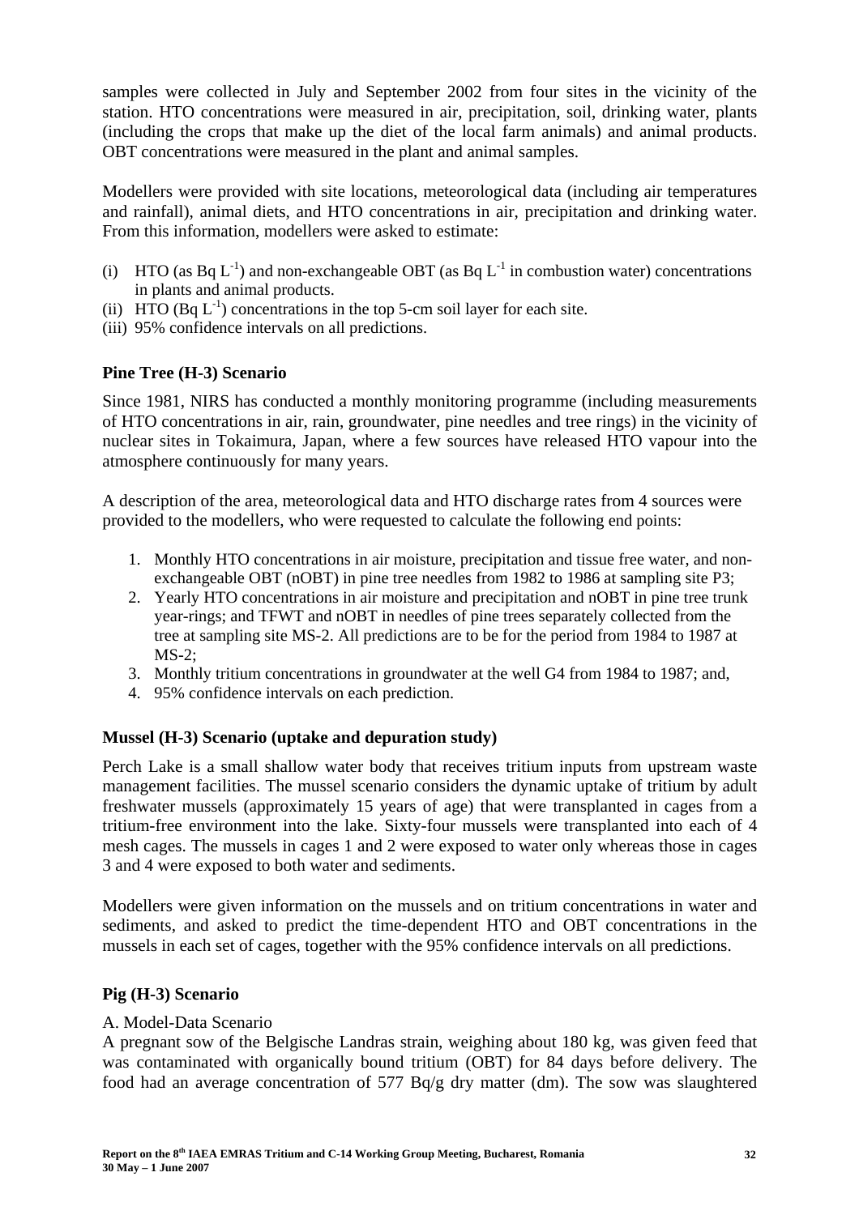samples were collected in July and September 2002 from four sites in the vicinity of the station. HTO concentrations were measured in air, precipitation, soil, drinking water, plants (including the crops that make up the diet of the local farm animals) and animal products. OBT concentrations were measured in the plant and animal samples.

Modellers were provided with site locations, meteorological data (including air temperatures and rainfall), animal diets, and HTO concentrations in air, precipitation and drinking water. From this information, modellers were asked to estimate:

(i) HTO (as Bq $L^{-1}$) and non-exchangeable OBT (as Bq $L^{-1}$ in combustion water) concentrations in plants and animal products.
(ii) HTO (Bq $L^{-1}$) concentrations in the top 5-cm soil layer for each site.
(iii) 95% confidence intervals on all predictions.

**Pine Tree (H-3) Scenario**

Since 1981, NIRS has conducted a monthly monitoring programme (including measurements of HTO concentrations in air, rain, groundwater, pine needles and tree rings) in the vicinity of nuclear sites in Tokaimura, Japan, where a few sources have released HTO vapour into the atmosphere continuously for many years.

A description of the area, meteorological data and HTO discharge rates from 4 sources were provided to the modellers, who were requested to calculate the following end points:

1. Monthly HTO concentrations in air moisture, precipitation and tissue free water, and non-exchangeable OBT (nOBT) in pine tree needles from 1982 to 1986 at sampling site P3;
2. Yearly HTO concentrations in air moisture and precipitation and nOBT in pine tree trunk year-rings; and TFWT and nOBT in needles of pine trees separately collected from the tree at sampling site MS-2. All predictions are to be for the period from 1984 to 1987 at MS-2;
3. Monthly tritium concentrations in groundwater at the well G4 from 1984 to 1987; and,
4. 95% confidence intervals on each prediction.

**Mussel (H-3) Scenario (uptake and depuration study)**

Perch Lake is a small shallow water body that receives tritium inputs from upstream waste management facilities. The mussel scenario considers the dynamic uptake of tritium by adult freshwater mussels (approximately 15 years of age) that were transplanted in cages from a tritium-free environment into the lake. Sixty-four mussels were transplanted into each of 4 mesh cages. The mussels in cages 1 and 2 were exposed to water only whereas those in cages 3 and 4 were exposed to both water and sediments.

Modellers were given information on the mussels and on tritium concentrations in water and sediments, and asked to predict the time-dependent HTO and OBT concentrations in the mussels in each set of cages, together with the 95% confidence intervals on all predictions.

**Pig (H-3) Scenario**

A. Model-Data Scenario

A pregnant sow of the Belgische Landras strain, weighing about 180 kg, was given feed that was contaminated with organically bound tritium (OBT) for 84 days before delivery. The food had an average concentration of 577 Bq/g dry matter (dm). The sow was slaughtered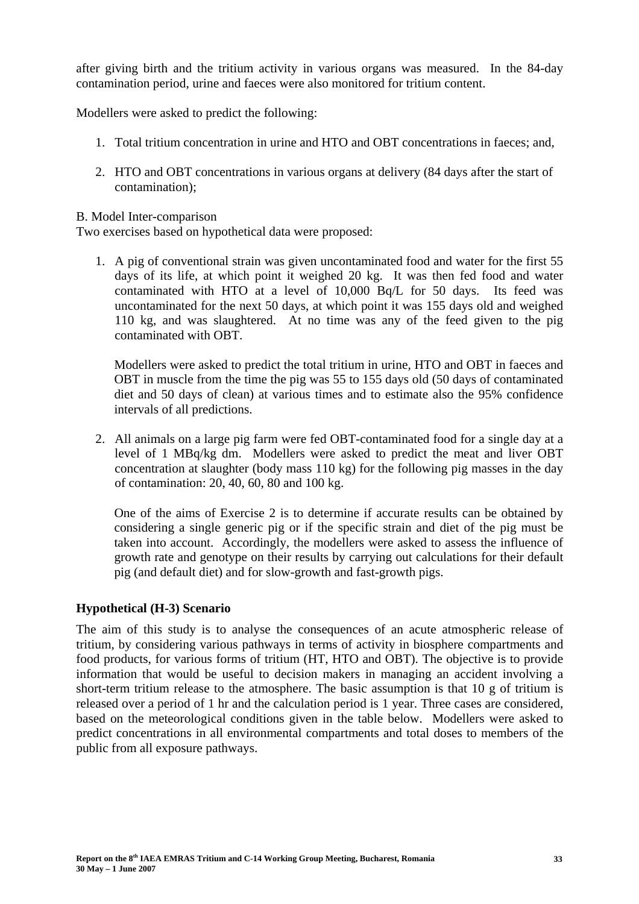after giving birth and the tritium activity in various organs was measured. In the 84-day contamination period, urine and faeces were also monitored for tritium content.

Modellers were asked to predict the following:

1. Total tritium concentration in urine and HTO and OBT concentrations in faeces; and,

2. HTO and OBT concentrations in various organs at delivery (84 days after the start of contamination);

B. Model Inter-comparison
Two exercises based on hypothetical data were proposed:

1. A pig of conventional strain was given uncontaminated food and water for the first 55 days of its life, at which point it weighed 20 kg. It was then fed food and water contaminated with HTO at a level of 10,000 Bq/L for 50 days. Its feed was uncontaminated for the next 50 days, at which point it was 155 days old and weighed 110 kg, and was slaughtered. At no time was any of the feed given to the pig contaminated with OBT.

   Modellers were asked to predict the total tritium in urine, HTO and OBT in faeces and OBT in muscle from the time the pig was 55 to 155 days old (50 days of contaminated diet and 50 days of clean) at various times and to estimate also the 95% confidence intervals of all predictions.

2. All animals on a large pig farm were fed OBT-contaminated food for a single day at a level of 1 MBq/kg dm. Modellers were asked to predict the meat and liver OBT concentration at slaughter (body mass 110 kg) for the following pig masses in the day of contamination: 20, 40, 60, 80 and 100 kg.

   One of the aims of Exercise 2 is to determine if accurate results can be obtained by considering a single generic pig or if the specific strain and diet of the pig must be taken into account. Accordingly, the modellers were asked to assess the influence of growth rate and genotype on their results by carrying out calculations for their default pig (and default diet) and for slow-growth and fast-growth pigs.

**Hypothetical (H-3) Scenario**

The aim of this study is to analyse the consequences of an acute atmospheric release of tritium, by considering various pathways in terms of activity in biosphere compartments and food products, for various forms of tritium (HT, HTO and OBT). The objective is to provide information that would be useful to decision makers in managing an accident involving a short-term tritium release to the atmosphere. The basic assumption is that 10 g of tritium is released over a period of 1 hr and the calculation period is 1 year. Three cases are considered, based on the meteorological conditions given in the table below. Modellers were asked to predict concentrations in all environmental compartments and total doses to members of the public from all exposure pathways.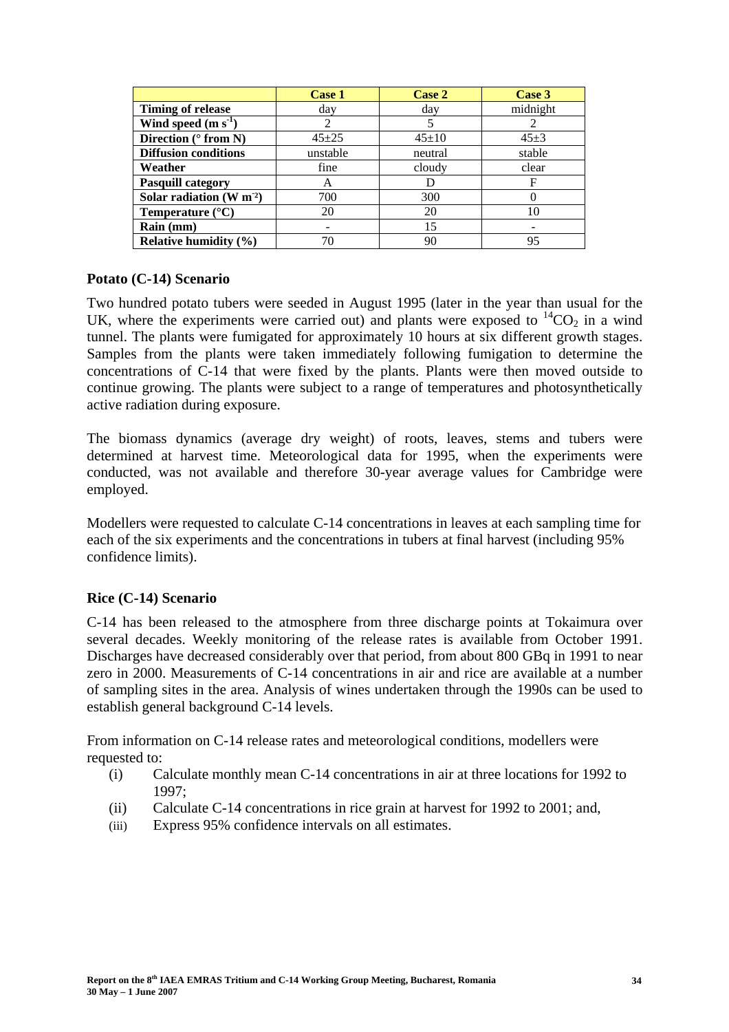| | Case 1 | Case 2 | Case 3 |
|---|---|---|---|
| **Timing of release** | day | day | midnight |
| **Wind speed (m $s^{-1}$)** | 2 | 5 | 2 |
| **Direction (° from N)** | 45±25 | 45±10 | 45±3 |
| **Diffusion conditions** | unstable | neutral | stable |
| **Weather** | fine | cloudy | clear |
| **Pasquill category** | A | D | F |
| **Solar radiation (W $m^{-2}$)** | 700 | 300 | 0 |
| **Temperature (°C)** | 20 | 20 | 10 |
| **Rain (mm)** | - | 15 | - |
| **Relative humidity (%)** | 70 | 90 | 95 |

### Potato (C-14) Scenario

Two hundred potato tubers were seeded in August 1995 (later in the year than usual for the UK, where the experiments were carried out) and plants were exposed to $^{14}CO_2$ in a wind tunnel. The plants were fumigated for approximately 10 hours at six different growth stages. Samples from the plants were taken immediately following fumigation to determine the concentrations of C-14 that were fixed by the plants. Plants were then moved outside to continue growing. The plants were subject to a range of temperatures and photosynthetically active radiation during exposure.

The biomass dynamics (average dry weight) of roots, leaves, stems and tubers were determined at harvest time. Meteorological data for 1995, when the experiments were conducted, was not available and therefore 30-year average values for Cambridge were employed.

Modellers were requested to calculate C-14 concentrations in leaves at each sampling time for each of the six experiments and the concentrations in tubers at final harvest (including 95% confidence limits).

### Rice (C-14) Scenario

C-14 has been released to the atmosphere from three discharge points at Tokaimura over several decades. Weekly monitoring of the release rates is available from October 1991. Discharges have decreased considerably over that period, from about 800 GBq in 1991 to near zero in 2000. Measurements of C-14 concentrations in air and rice are available at a number of sampling sites in the area. Analysis of wines undertaken through the 1990s can be used to establish general background C-14 levels.

From information on C-14 release rates and meteorological conditions, modellers were requested to:

- (i) Calculate monthly mean C-14 concentrations in air at three locations for 1992 to 1997;
- (ii) Calculate C-14 concentrations in rice grain at harvest for 1992 to 2001; and,
- (iii) Express 95% confidence intervals on all estimates.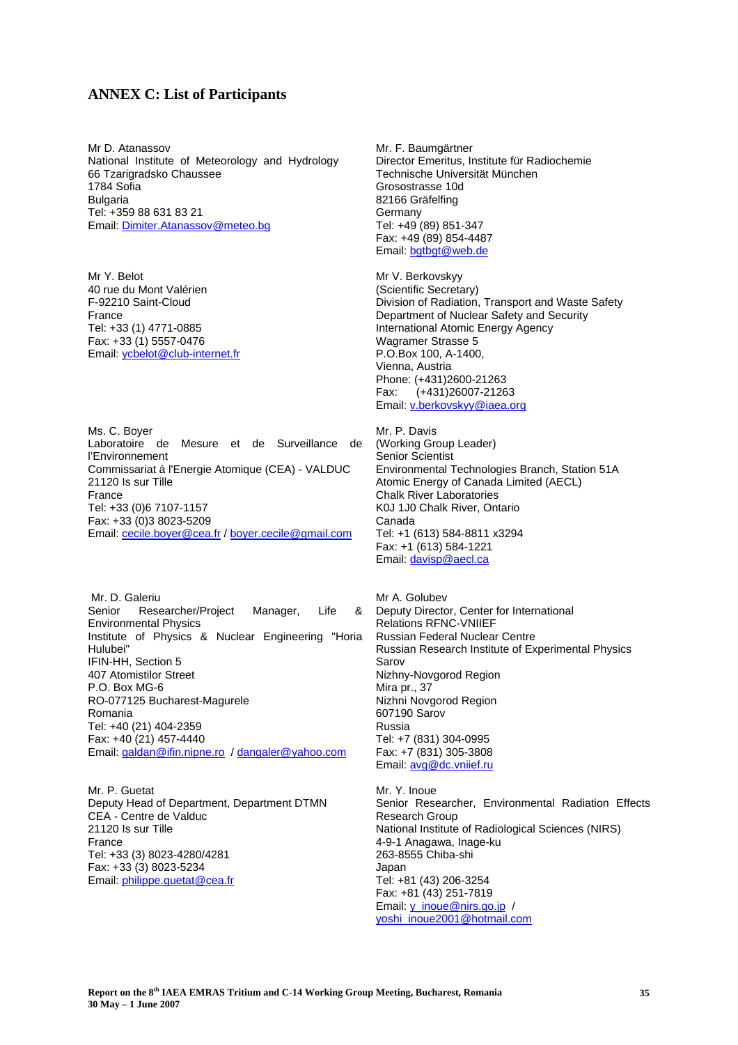## ANNEX C: List of Participants

Mr D. Atanassov
National Institute of Meteorology and Hydrology
66 Tzarigradsko Chaussee
1784 Sofia
Bulgaria
Tel: +359 88 631 83 21
Email: Dimiter.Atanassov@meteo.bg

Mr. F. Baumgärtner
Director Emeritus, Institute für Radiochemie
Technische Universität München
Grosostrasse 10d
82166 Gräfelfing
Germany
Tel: +49 (89) 851-347
Fax: +49 (89) 854-4487
Email: bgtbgt@web.de

Mr Y. Belot
40 rue du Mont Valérien
F-92210 Saint-Cloud
France
Tel: +33 (1) 4771-0885
Fax: +33 (1) 5557-0476
Email: ycbelot@club-internet.fr

Mr V. Berkovskyy
(Scientific Secretary)
Division of Radiation, Transport and Waste Safety
Department of Nuclear Safety and Security
International Atomic Energy Agency
Wagramer Strasse 5
P.O.Box 100, A-1400,
Vienna, Austria
Phone: (+431)2600-21263
Fax: (+431)26007-21263
Email: v.berkovskyy@iaea.org

Ms. C. Boyer
Laboratoire de Mesure et de Surveillance de l'Environnement
Commissariat á l'Energie Atomique (CEA) - VALDUC
21120 Is sur Tille
France
Tel: +33 (0)6 7107-1157
Fax: +33 (0)3 8023-5209
Email: cecile.boyer@cea.fr / boyer.cecile@gmail.com

Mr. P. Davis
(Working Group Leader)
Senior Scientist
Environmental Technologies Branch, Station 51A
Atomic Energy of Canada Limited (AECL)
Chalk River Laboratories
K0J 1J0 Chalk River, Ontario
Canada
Tel: +1 (613) 584-8811 x3294
Fax: +1 (613) 584-1221
Email: davisp@aecl.ca

Mr. D. Galeriu
Senior Researcher/Project Manager, Life & Environmental Physics
Institute of Physics & Nuclear Engineering "Horia Hulubei"
IFIN-HH, Section 5
407 Atomistilor Street
P.O. Box MG-6
RO-077125 Bucharest-Magurele
Romania
Tel: +40 (21) 404-2359
Fax: +40 (21) 457-4440
Email: galdan@ifin.nipne.ro / dangaler@yahoo.com

Mr A. Golubev
Deputy Director, Center for International Relations RFNC-VNIIEF
Russian Federal Nuclear Centre
Russian Research Institute of Experimental Physics
Sarov
Nizhny-Novgorod Region
Mira pr., 37
Nizhni Novgorod Region
607190 Sarov
Russia
Tel: +7 (831) 304-0995
Fax: +7 (831) 305-3808
Email: avg@dc.vniief.ru

Mr. P. Guetat
Deputy Head of Department, Department DTMN
CEA - Centre de Valduc
21120 Is sur Tille
France
Tel: +33 (3) 8023-4280/4281
Fax: +33 (3) 8023-5234
Email: philippe.guetat@cea.fr

Mr. Y. Inoue
Senior Researcher, Environmental Radiation Effects Research Group
National Institute of Radiological Sciences (NIRS)
4-9-1 Anagawa, Inage-ku
263-8555 Chiba-shi
Japan
Tel: +81 (43) 206-3254
Fax: +81 (43) 251-7819
Email: y_inoue@nirs.go.jp / yoshi_inoue2001@hotmail.com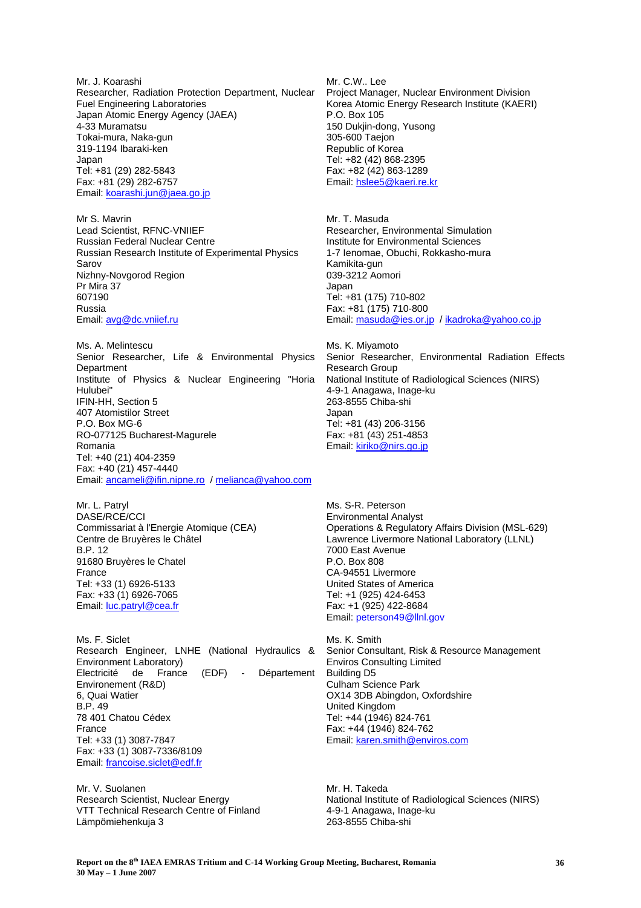Mr. J. Koarashi
Researcher, Radiation Protection Department, Nuclear Fuel Engineering Laboratories
Japan Atomic Energy Agency (JAEA)
4-33 Muramatsu
Tokai-mura, Naka-gun
319-1194 Ibaraki-ken
Japan
Tel: +81 (29) 282-5843
Fax: +81 (29) 282-6757
Email: koarashi.jun@jaea.go.jp

Mr. C.W.. Lee
Project Manager, Nuclear Environment Division
Korea Atomic Energy Research Institute (KAERI)
P.O. Box 105
150 Dukjin-dong, Yusong
305-600 Taejon
Republic of Korea
Tel: +82 (42) 868-2395
Fax: +82 (42) 863-1289
Email: hslee5@kaeri.re.kr

Mr S. Mavrin
Lead Scientist, RFNC-VNIIEF
Russian Federal Nuclear Centre
Russian Research Institute of Experimental Physics
Sarov
Nizhny-Novgorod Region
Pr Mira 37
607190
Russia
Email: avg@dc.vniief.ru

Mr. T. Masuda
Researcher, Environmental Simulation
Institute for Environmental Sciences
1-7 Ienomae, Obuchi, Rokkasho-mura
Kamikita-gun
039-3212 Aomori
Japan
Tel: +81 (175) 710-802
Fax: +81 (175) 710-800
Email: masuda@ies.or.jp / ikadroka@yahoo.co.jp

Ms. A. Melintescu
Senior Researcher, Life & Environmental Physics Department
Institute of Physics & Nuclear Engineering "Horia Hulubei"
IFIN-HH, Section 5
407 Atomistilor Street
P.O. Box MG-6
RO-077125 Bucharest-Magurele
Romania
Tel: +40 (21) 404-2359
Fax: +40 (21) 457-4440
Email: ancameli@ifin.nipne.ro / melianca@yahoo.com

Ms. K. Miyamoto
Senior Researcher, Environmental Radiation Effects Research Group
National Institute of Radiological Sciences (NIRS)
4-9-1 Anagawa, Inage-ku
263-8555 Chiba-shi
Japan
Tel: +81 (43) 206-3156
Fax: +81 (43) 251-4853
Email: kiriko@nirs.go.jp

Mr. L. Patryl
DASE/RCE/CCI
Commissariat à l'Energie Atomique (CEA)
Centre de Bruyères le Châtel
B.P. 12
91680 Bruyères le Chatel
France
Tel: +33 (1) 6926-5133
Fax: +33 (1) 6926-7065
Email: luc.patryl@cea.fr

Ms. S-R. Peterson
Environmental Analyst
Operations & Regulatory Affairs Division (MSL-629)
Lawrence Livermore National Laboratory (LLNL)
7000 East Avenue
P.O. Box 808
CA-94551 Livermore
United States of America
Tel: +1 (925) 424-6453
Fax: +1 (925) 422-8684
Email: peterson49@llnl.gov

Ms. F. Siclet
Research Engineer, LNHE (National Hydraulics & Environment Laboratory)
Electricité de France (EDF) - Département Environement (R&D)
6, Quai Watier
B.P. 49
78 401 Chatou Cédex
France
Tel: +33 (1) 3087-7847
Fax: +33 (1) 3087-7336/8109
Email: francoise.siclet@edf.fr

Ms. K. Smith
Senior Consultant, Risk & Resource Management
Enviros Consulting Limited
Building D5
Culham Science Park
OX14 3DB Abingdon, Oxfordshire
United Kingdom
Tel: +44 (1946) 824-761
Fax: +44 (1946) 824-762
Email: karen.smith@enviros.com

Mr. V. Suolanen
Research Scientist, Nuclear Energy
VTT Technical Research Centre of Finland
Lämpömiehenkuja 3

Mr. H. Takeda
National Institute of Radiological Sciences (NIRS)
4-9-1 Anagawa, Inage-ku
263-8555 Chiba-shi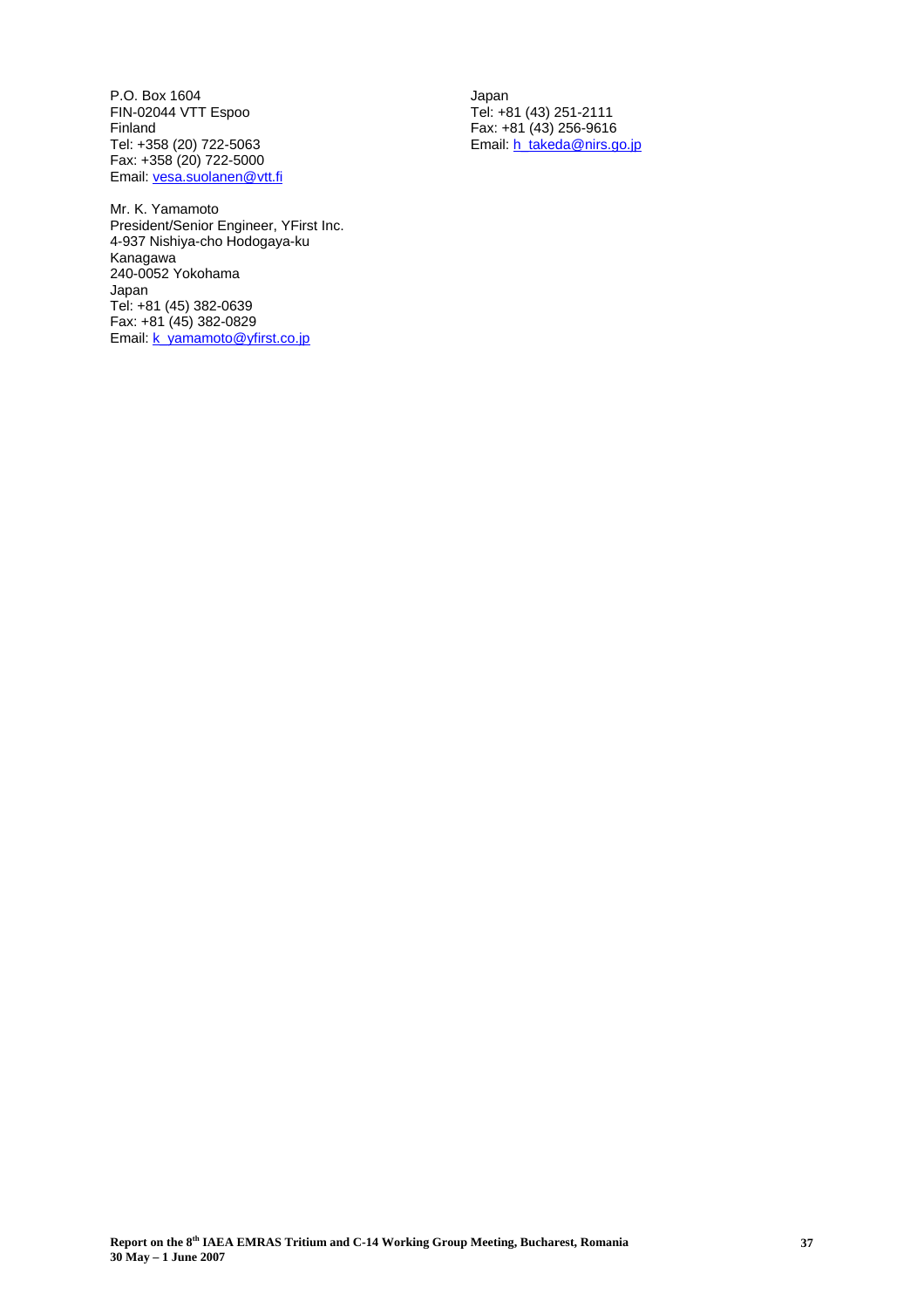P.O. Box 1604
FIN-02044 VTT Espoo
Finland
Tel: +358 (20) 722-5063
Fax: +358 (20) 722-5000
Email: vesa.suolanen@vtt.fi

Mr. K. Yamamoto
President/Senior Engineer, YFirst Inc.
4-937 Nishiya-cho Hodogaya-ku
Kanagawa
240-0052 Yokohama
Japan
Tel: +81 (45) 382-0639
Fax: +81 (45) 382-0829
Email: k_yamamoto@yfirst.co.jp

Japan
Tel: +81 (43) 251-2111
Fax: +81 (43) 256-9616
Email: h_takeda@nirs.go.jp